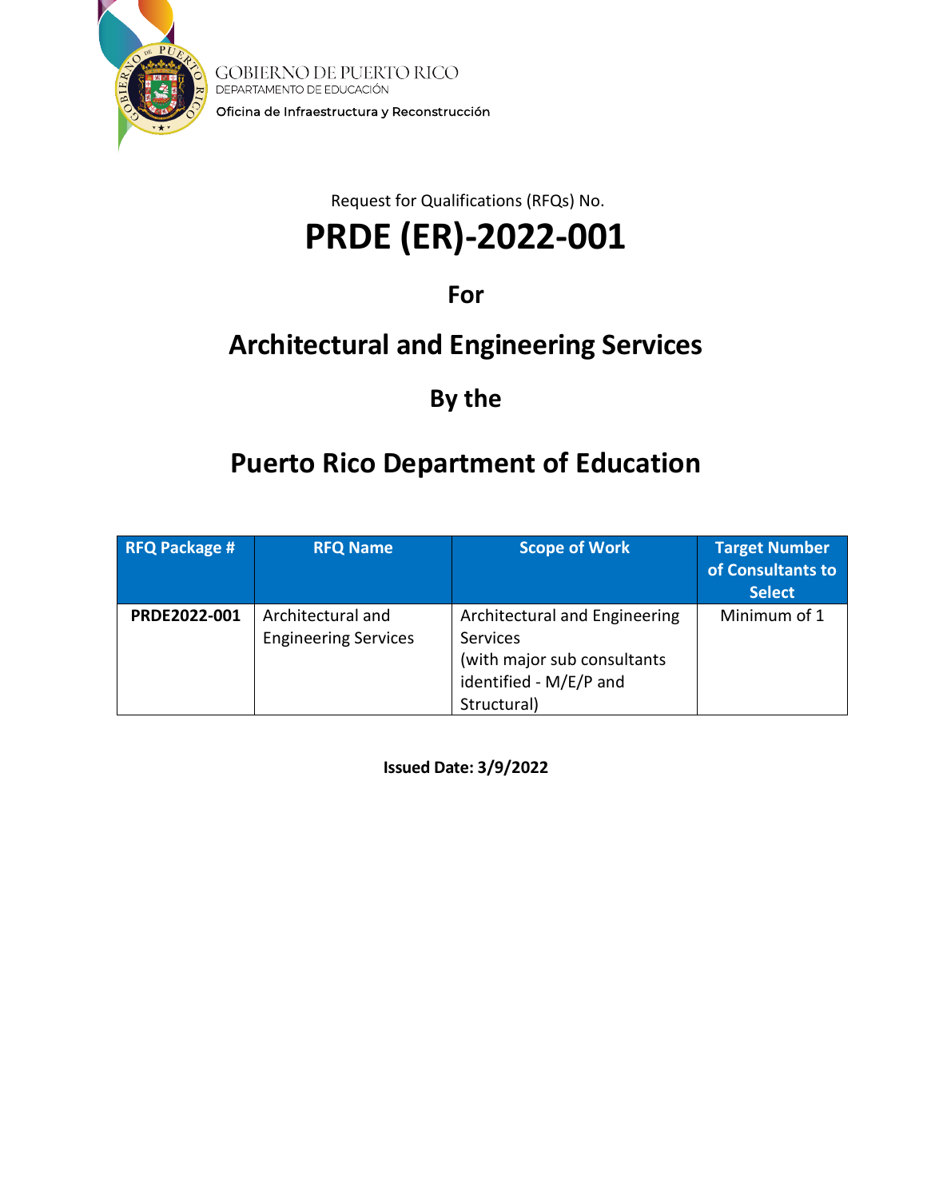GOBIERNO DE PUERTO RICO
DEPARTAMENTO DE EDUCACIÓN
Oficina de Infraestructura y Reconstrucción

Request for Qualifications (RFQs) No.

# PRDE (ER)-2022-001

## For

## Architectural and Engineering Services

## By the

## Puerto Rico Department of Education

| RFQ Package # | RFQ Name | Scope of Work | Target Number of Consultants to Select |
|---|---|---|---|
| **PRDE2022-001** | Architectural and Engineering Services | Architectural and Engineering Services (with major sub consultants identified - M/E/P and Structural) | Minimum of 1 |

**Issued Date: 3/9/2022**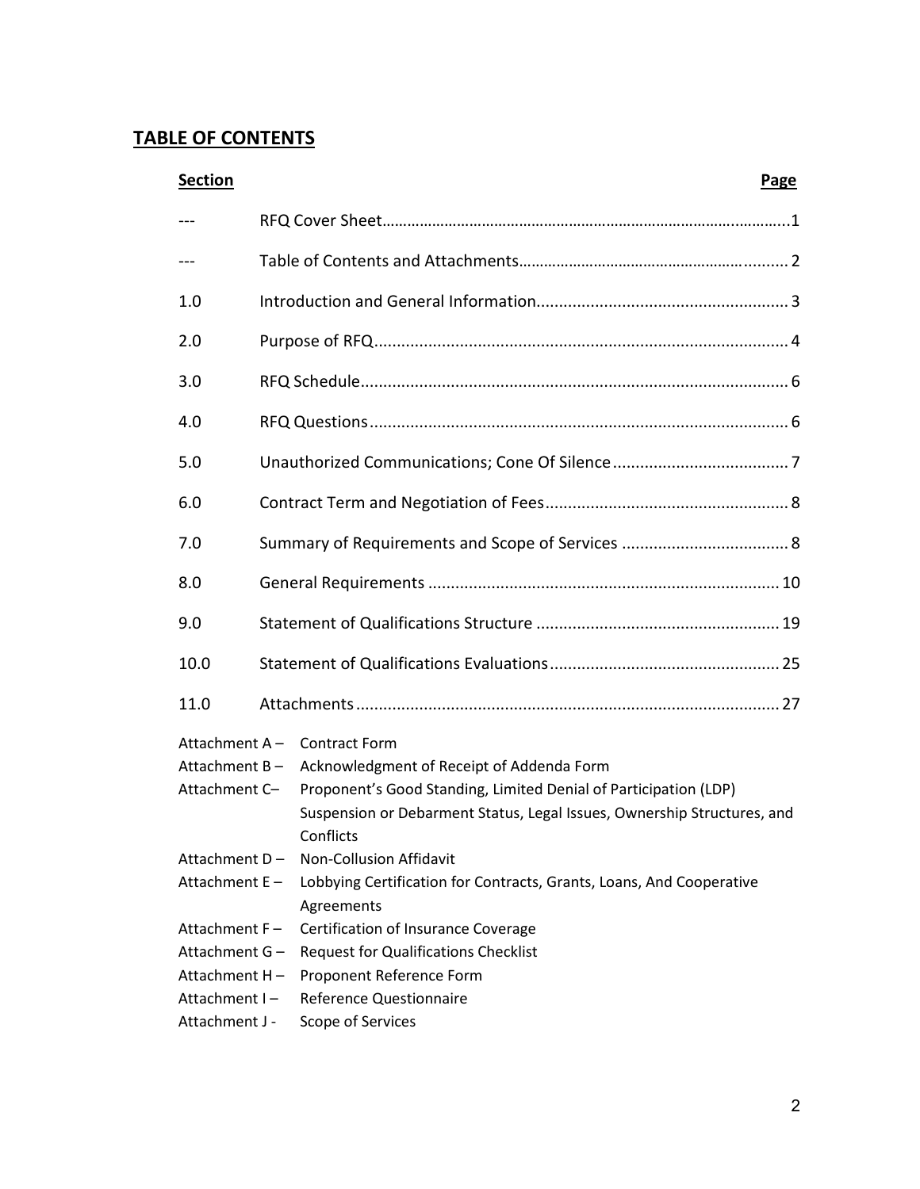## TABLE OF CONTENTS

| Section | | Page |
|---|---|---|
| --- | RFQ Cover Sheet | 1 |
| --- | Table of Contents and Attachments | 2 |
| 1.0 | Introduction and General Information | 3 |
| 2.0 | Purpose of RFQ | 4 |
| 3.0 | RFQ Schedule | 6 |
| 4.0 | RFQ Questions | 6 |
| 5.0 | Unauthorized Communications; Cone Of Silence | 7 |
| 6.0 | Contract Term and Negotiation of Fees | 8 |
| 7.0 | Summary of Requirements and Scope of Services | 8 |
| 8.0 | General Requirements | 10 |
| 9.0 | Statement of Qualifications Structure | 19 |
| 10.0 | Statement of Qualifications Evaluations | 25 |
| 11.0 | Attachments | 27 |

Attachment A – Contract Form
Attachment B – Acknowledgment of Receipt of Addenda Form
Attachment C– Proponent's Good Standing, Limited Denial of Participation (LDP) Suspension or Debarment Status, Legal Issues, Ownership Structures, and Conflicts
Attachment D – Non-Collusion Affidavit
Attachment E – Lobbying Certification for Contracts, Grants, Loans, And Cooperative Agreements
Attachment F – Certification of Insurance Coverage
Attachment G – Request for Qualifications Checklist
Attachment H – Proponent Reference Form
Attachment I – Reference Questionnaire
Attachment J - Scope of Services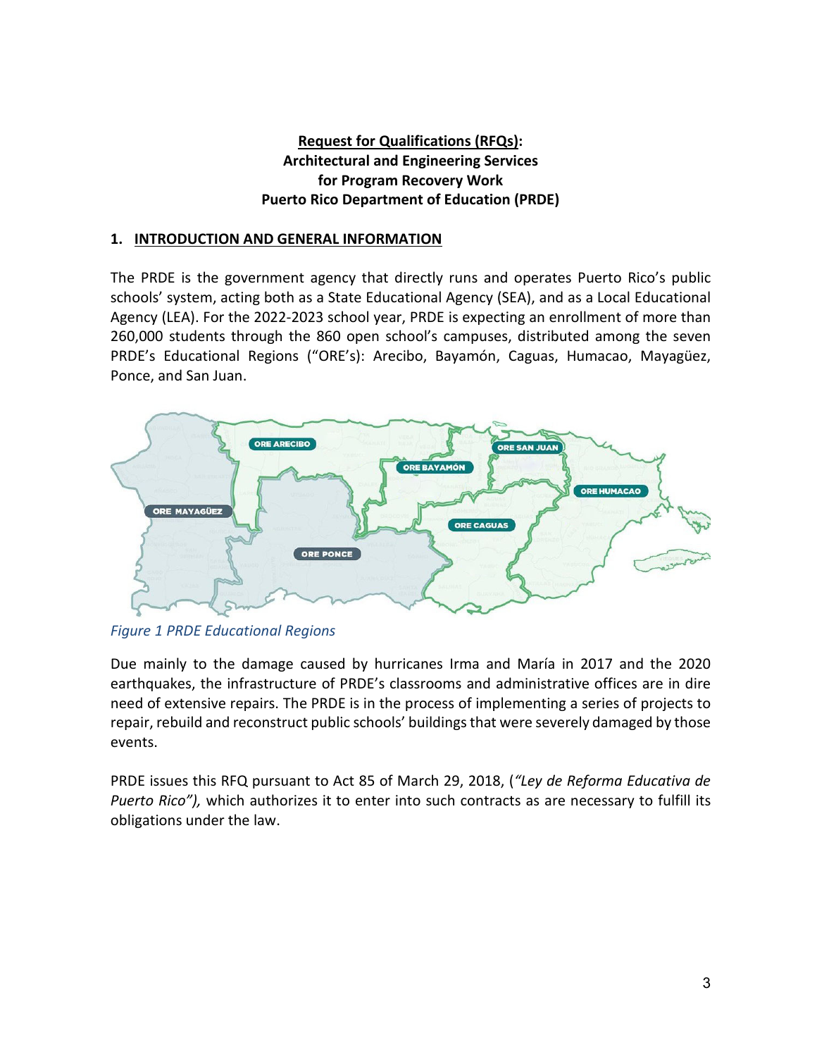**<u>Request for Qualifications (RFQs)</u>:**
**Architectural and Engineering Services**
**for Program Recovery Work**
**Puerto Rico Department of Education (PRDE)**

## 1. INTRODUCTION AND GENERAL INFORMATION

The PRDE is the government agency that directly runs and operates Puerto Rico's public schools' system, acting both as a State Educational Agency (SEA), and as a Local Educational Agency (LEA). For the 2022-2023 school year, PRDE is expecting an enrollment of more than 260,000 students through the 860 open school's campuses, distributed among the seven PRDE's Educational Regions ("ORE's): Arecibo, Bayamón, Caguas, Humacao, Mayagüez, Ponce, and San Juan.

*Figure 1 PRDE Educational Regions*

Due mainly to the damage caused by hurricanes Irma and María in 2017 and the 2020 earthquakes, the infrastructure of PRDE's classrooms and administrative offices are in dire need of extensive repairs. The PRDE is in the process of implementing a series of projects to repair, rebuild and reconstruct public schools' buildings that were severely damaged by those events.

PRDE issues this RFQ pursuant to Act 85 of March 29, 2018, (*"Ley de Reforma Educativa de Puerto Rico"),* which authorizes it to enter into such contracts as are necessary to fulfill its obligations under the law.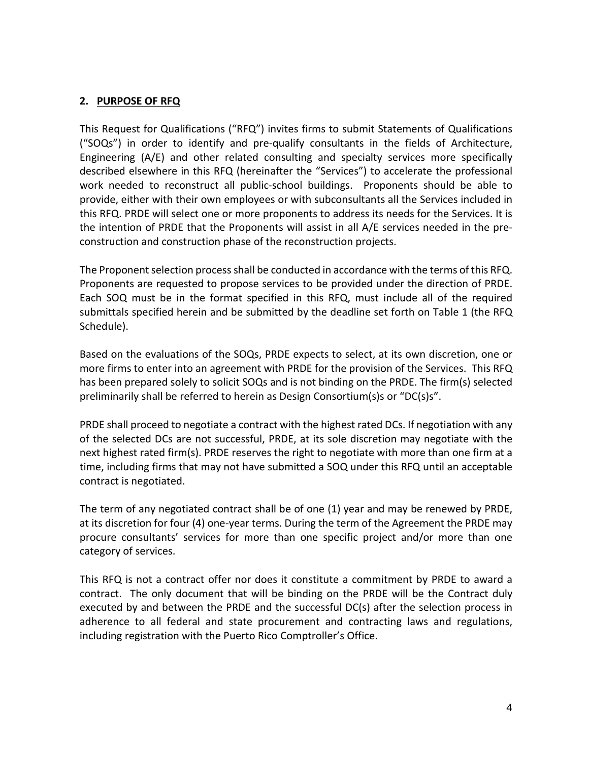## 2. PURPOSE OF RFQ

This Request for Qualifications ("RFQ") invites firms to submit Statements of Qualifications ("SOQs") in order to identify and pre-qualify consultants in the fields of Architecture, Engineering (A/E) and other related consulting and specialty services more specifically described elsewhere in this RFQ (hereinafter the "Services") to accelerate the professional work needed to reconstruct all public-school buildings. Proponents should be able to provide, either with their own employees or with subconsultants all the Services included in this RFQ. PRDE will select one or more proponents to address its needs for the Services. It is the intention of PRDE that the Proponents will assist in all A/E services needed in the pre-construction and construction phase of the reconstruction projects.

The Proponent selection process shall be conducted in accordance with the terms of this RFQ. Proponents are requested to propose services to be provided under the direction of PRDE. Each SOQ must be in the format specified in this RFQ, must include all of the required submittals specified herein and be submitted by the deadline set forth on Table 1 (the RFQ Schedule).

Based on the evaluations of the SOQs, PRDE expects to select, at its own discretion, one or more firms to enter into an agreement with PRDE for the provision of the Services. This RFQ has been prepared solely to solicit SOQs and is not binding on the PRDE. The firm(s) selected preliminarily shall be referred to herein as Design Consortium(s)s or "DC(s)s".

PRDE shall proceed to negotiate a contract with the highest rated DCs. If negotiation with any of the selected DCs are not successful, PRDE, at its sole discretion may negotiate with the next highest rated firm(s). PRDE reserves the right to negotiate with more than one firm at a time, including firms that may not have submitted a SOQ under this RFQ until an acceptable contract is negotiated.

The term of any negotiated contract shall be of one (1) year and may be renewed by PRDE, at its discretion for four (4) one-year terms. During the term of the Agreement the PRDE may procure consultants' services for more than one specific project and/or more than one category of services.

This RFQ is not a contract offer nor does it constitute a commitment by PRDE to award a contract. The only document that will be binding on the PRDE will be the Contract duly executed by and between the PRDE and the successful DC(s) after the selection process in adherence to all federal and state procurement and contracting laws and regulations, including registration with the Puerto Rico Comptroller's Office.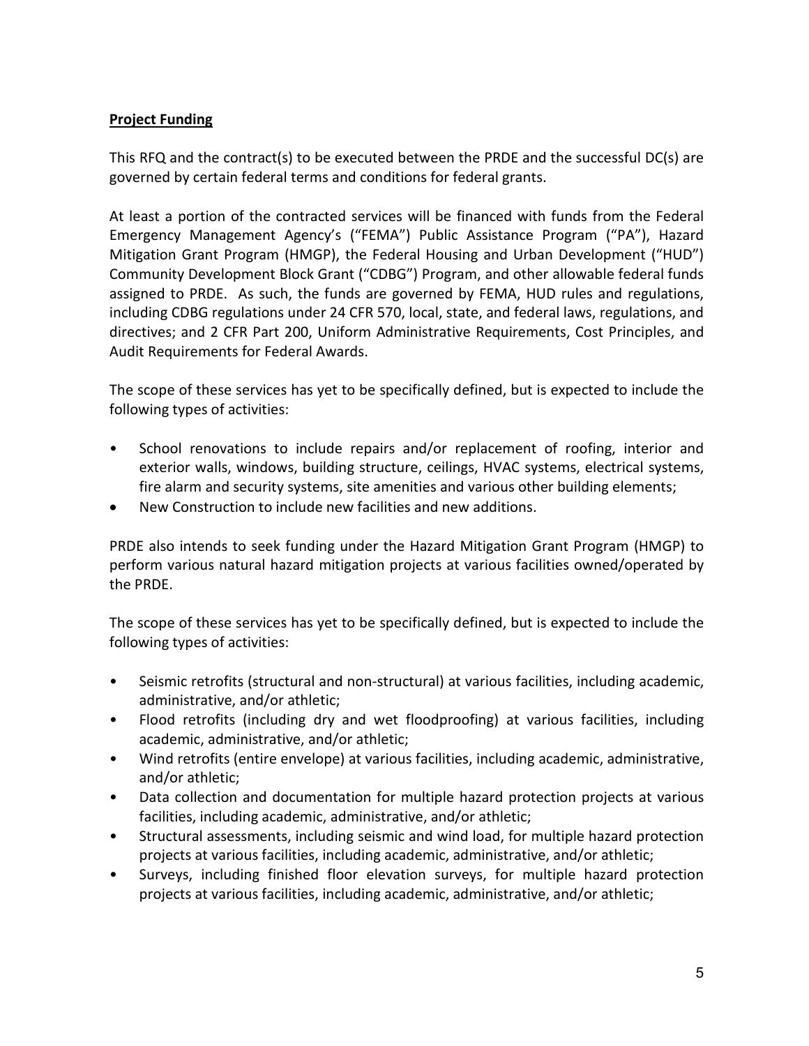**Project Funding**

This RFQ and the contract(s) to be executed between the PRDE and the successful DC(s) are governed by certain federal terms and conditions for federal grants.

At least a portion of the contracted services will be financed with funds from the Federal Emergency Management Agency's ("FEMA") Public Assistance Program ("PA"), Hazard Mitigation Grant Program (HMGP), the Federal Housing and Urban Development ("HUD") Community Development Block Grant ("CDBG") Program, and other allowable federal funds assigned to PRDE. As such, the funds are governed by FEMA, HUD rules and regulations, including CDBG regulations under 24 CFR 570, local, state, and federal laws, regulations, and directives; and 2 CFR Part 200, Uniform Administrative Requirements, Cost Principles, and Audit Requirements for Federal Awards.

The scope of these services has yet to be specifically defined, but is expected to include the following types of activities:

- School renovations to include repairs and/or replacement of roofing, interior and exterior walls, windows, building structure, ceilings, HVAC systems, electrical systems, fire alarm and security systems, site amenities and various other building elements;
- New Construction to include new facilities and new additions.

PRDE also intends to seek funding under the Hazard Mitigation Grant Program (HMGP) to perform various natural hazard mitigation projects at various facilities owned/operated by the PRDE.

The scope of these services has yet to be specifically defined, but is expected to include the following types of activities:

- Seismic retrofits (structural and non-structural) at various facilities, including academic, administrative, and/or athletic;
- Flood retrofits (including dry and wet floodproofing) at various facilities, including academic, administrative, and/or athletic;
- Wind retrofits (entire envelope) at various facilities, including academic, administrative, and/or athletic;
- Data collection and documentation for multiple hazard protection projects at various facilities, including academic, administrative, and/or athletic;
- Structural assessments, including seismic and wind load, for multiple hazard protection projects at various facilities, including academic, administrative, and/or athletic;
- Surveys, including finished floor elevation surveys, for multiple hazard protection projects at various facilities, including academic, administrative, and/or athletic;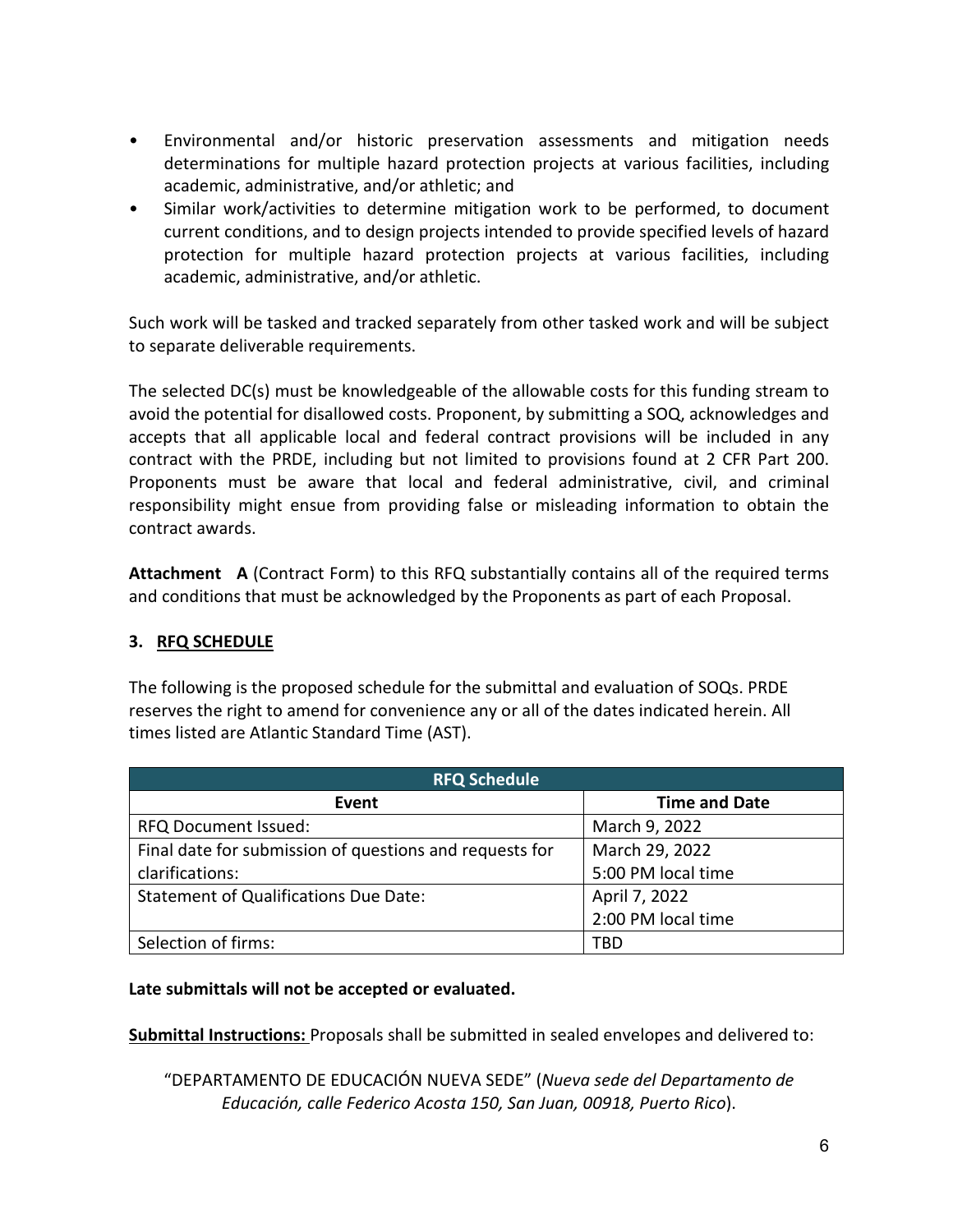- Environmental and/or historic preservation assessments and mitigation needs determinations for multiple hazard protection projects at various facilities, including academic, administrative, and/or athletic; and
- Similar work/activities to determine mitigation work to be performed, to document current conditions, and to design projects intended to provide specified levels of hazard protection for multiple hazard protection projects at various facilities, including academic, administrative, and/or athletic.

Such work will be tasked and tracked separately from other tasked work and will be subject to separate deliverable requirements.

The selected DC(s) must be knowledgeable of the allowable costs for this funding stream to avoid the potential for disallowed costs. Proponent, by submitting a SOQ, acknowledges and accepts that all applicable local and federal contract provisions will be included in any contract with the PRDE, including but not limited to provisions found at 2 CFR Part 200. Proponents must be aware that local and federal administrative, civil, and criminal responsibility might ensue from providing false or misleading information to obtain the contract awards.

**Attachment A** (Contract Form) to this RFQ substantially contains all of the required terms and conditions that must be acknowledged by the Proponents as part of each Proposal.

## 3. RFQ SCHEDULE

The following is the proposed schedule for the submittal and evaluation of SOQs. PRDE reserves the right to amend for convenience any or all of the dates indicated herein. All times listed are Atlantic Standard Time (AST).

| RFQ Schedule | |
|---|---|
| **Event** | **Time and Date** |
| RFQ Document Issued: | March 9, 2022 |
| Final date for submission of questions and requests for clarifications: | March 29, 2022<br>5:00 PM local time |
| Statement of Qualifications Due Date: | April 7, 2022<br>2:00 PM local time |
| Selection of firms: | TBD |

**Late submittals will not be accepted or evaluated.**

**Submittal Instructions:** Proposals shall be submitted in sealed envelopes and delivered to:

"DEPARTAMENTO DE EDUCACIÓN NUEVA SEDE" (*Nueva sede del Departamento de Educación, calle Federico Acosta 150, San Juan, 00918, Puerto Rico*).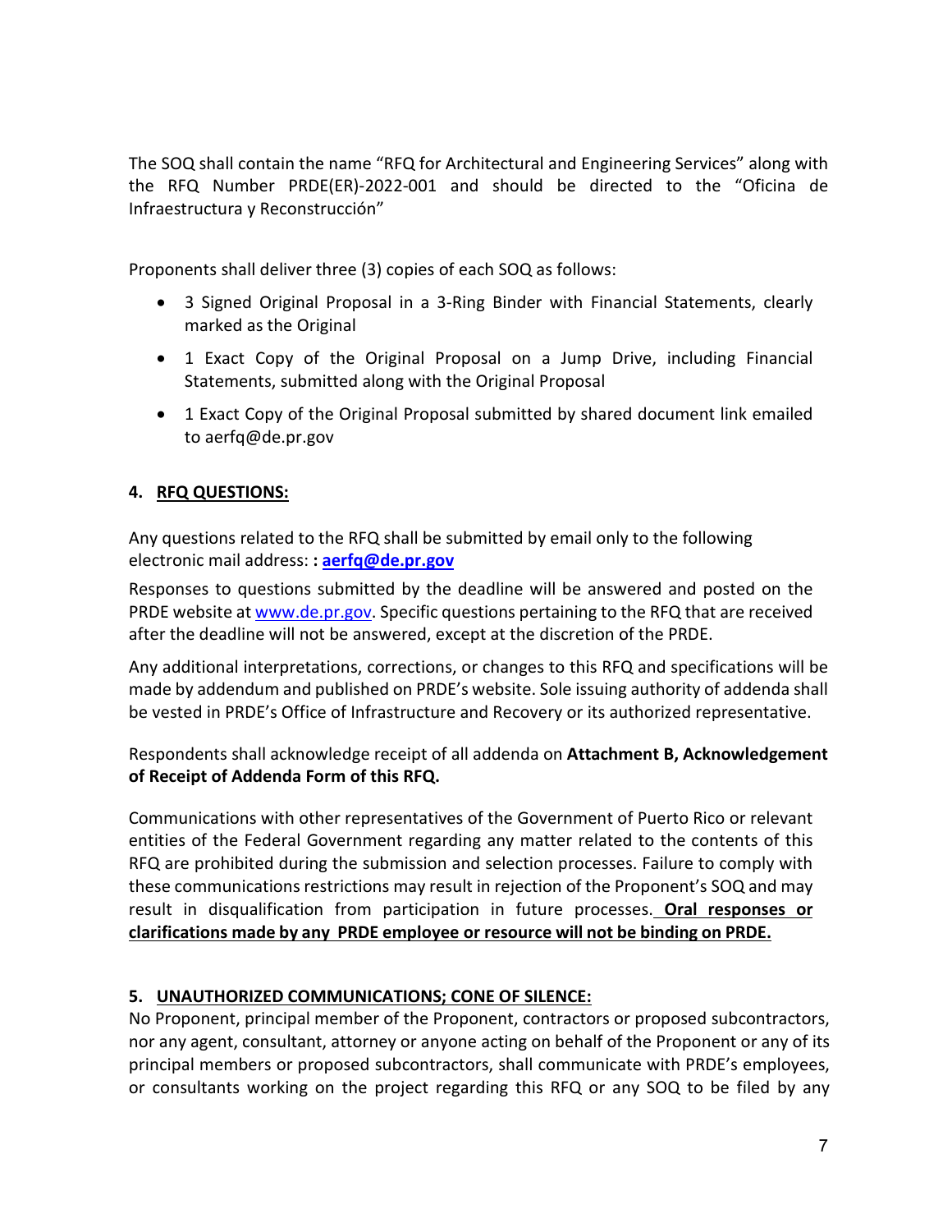The SOQ shall contain the name "RFQ for Architectural and Engineering Services" along with the RFQ Number PRDE(ER)-2022-001 and should be directed to the "Oficina de Infraestructura y Reconstrucción"

Proponents shall deliver three (3) copies of each SOQ as follows:

- 3 Signed Original Proposal in a 3-Ring Binder with Financial Statements, clearly marked as the Original
- 1 Exact Copy of the Original Proposal on a Jump Drive, including Financial Statements, submitted along with the Original Proposal
- 1 Exact Copy of the Original Proposal submitted by shared document link emailed to aerfq@de.pr.gov

## 4. RFQ QUESTIONS:

Any questions related to the RFQ shall be submitted by email only to the following electronic mail address: **: aerfq@de.pr.gov**

Responses to questions submitted by the deadline will be answered and posted on the PRDE website at www.de.pr.gov. Specific questions pertaining to the RFQ that are received after the deadline will not be answered, except at the discretion of the PRDE.

Any additional interpretations, corrections, or changes to this RFQ and specifications will be made by addendum and published on PRDE's website. Sole issuing authority of addenda shall be vested in PRDE's Office of Infrastructure and Recovery or its authorized representative.

Respondents shall acknowledge receipt of all addenda on **Attachment B, Acknowledgement of Receipt of Addenda Form of this RFQ.**

Communications with other representatives of the Government of Puerto Rico or relevant entities of the Federal Government regarding any matter related to the contents of this RFQ are prohibited during the submission and selection processes. Failure to comply with these communications restrictions may result in rejection of the Proponent's SOQ and may result in disqualification from participation in future processes. **Oral responses or clarifications made by any PRDE employee or resource will not be binding on PRDE.**

## 5. UNAUTHORIZED COMMUNICATIONS; CONE OF SILENCE:

No Proponent, principal member of the Proponent, contractors or proposed subcontractors, nor any agent, consultant, attorney or anyone acting on behalf of the Proponent or any of its principal members or proposed subcontractors, shall communicate with PRDE's employees, or consultants working on the project regarding this RFQ or any SOQ to be filed by any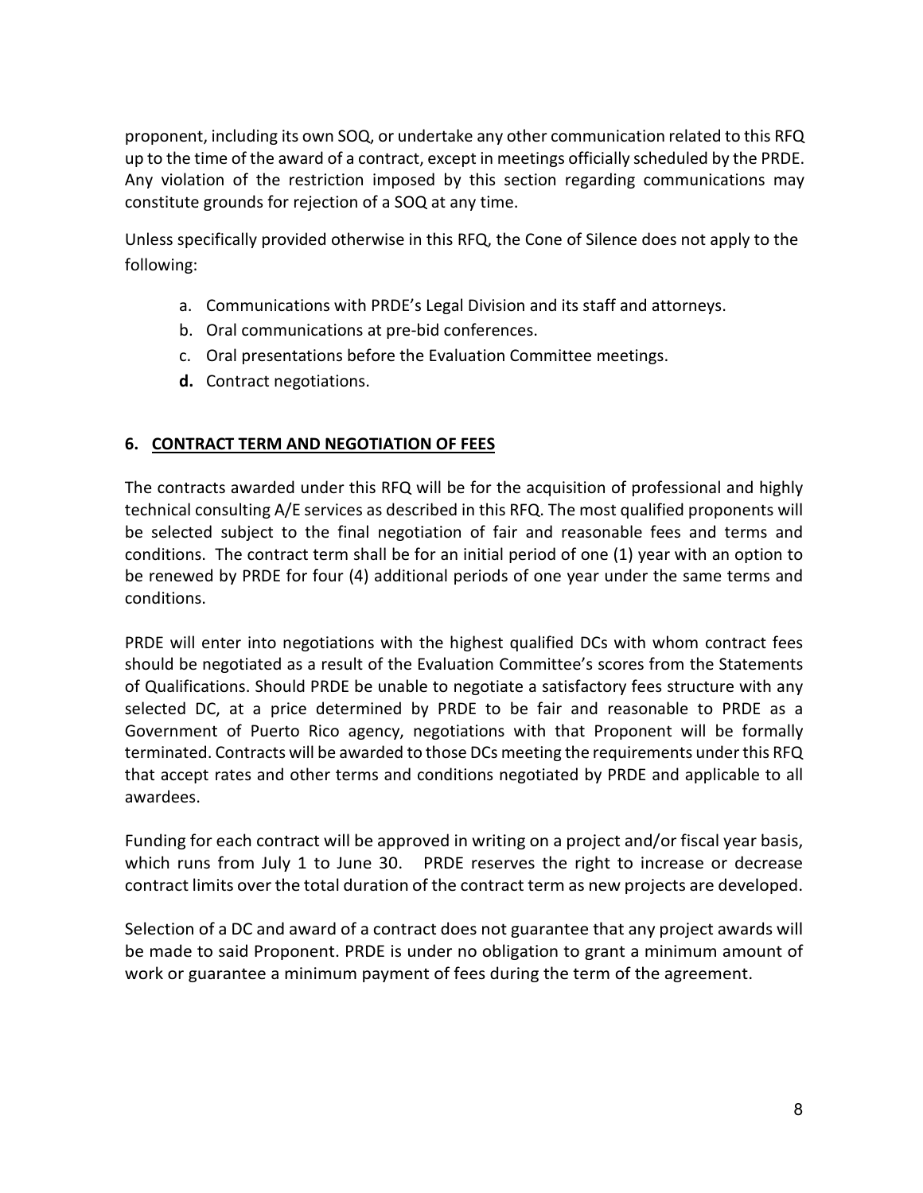proponent, including its own SOQ, or undertake any other communication related to this RFQ up to the time of the award of a contract, except in meetings officially scheduled by the PRDE. Any violation of the restriction imposed by this section regarding communications may constitute grounds for rejection of a SOQ at any time.

Unless specifically provided otherwise in this RFQ, the Cone of Silence does not apply to the following:

a. Communications with PRDE's Legal Division and its staff and attorneys.
b. Oral communications at pre-bid conferences.
c. Oral presentations before the Evaluation Committee meetings.
**d.** Contract negotiations.

## 6. CONTRACT TERM AND NEGOTIATION OF FEES

The contracts awarded under this RFQ will be for the acquisition of professional and highly technical consulting A/E services as described in this RFQ. The most qualified proponents will be selected subject to the final negotiation of fair and reasonable fees and terms and conditions. The contract term shall be for an initial period of one (1) year with an option to be renewed by PRDE for four (4) additional periods of one year under the same terms and conditions.

PRDE will enter into negotiations with the highest qualified DCs with whom contract fees should be negotiated as a result of the Evaluation Committee's scores from the Statements of Qualifications. Should PRDE be unable to negotiate a satisfactory fees structure with any selected DC, at a price determined by PRDE to be fair and reasonable to PRDE as a Government of Puerto Rico agency, negotiations with that Proponent will be formally terminated. Contracts will be awarded to those DCs meeting the requirements under this RFQ that accept rates and other terms and conditions negotiated by PRDE and applicable to all awardees.

Funding for each contract will be approved in writing on a project and/or fiscal year basis, which runs from July 1 to June 30. PRDE reserves the right to increase or decrease contract limits over the total duration of the contract term as new projects are developed.

Selection of a DC and award of a contract does not guarantee that any project awards will be made to said Proponent. PRDE is under no obligation to grant a minimum amount of work or guarantee a minimum payment of fees during the term of the agreement.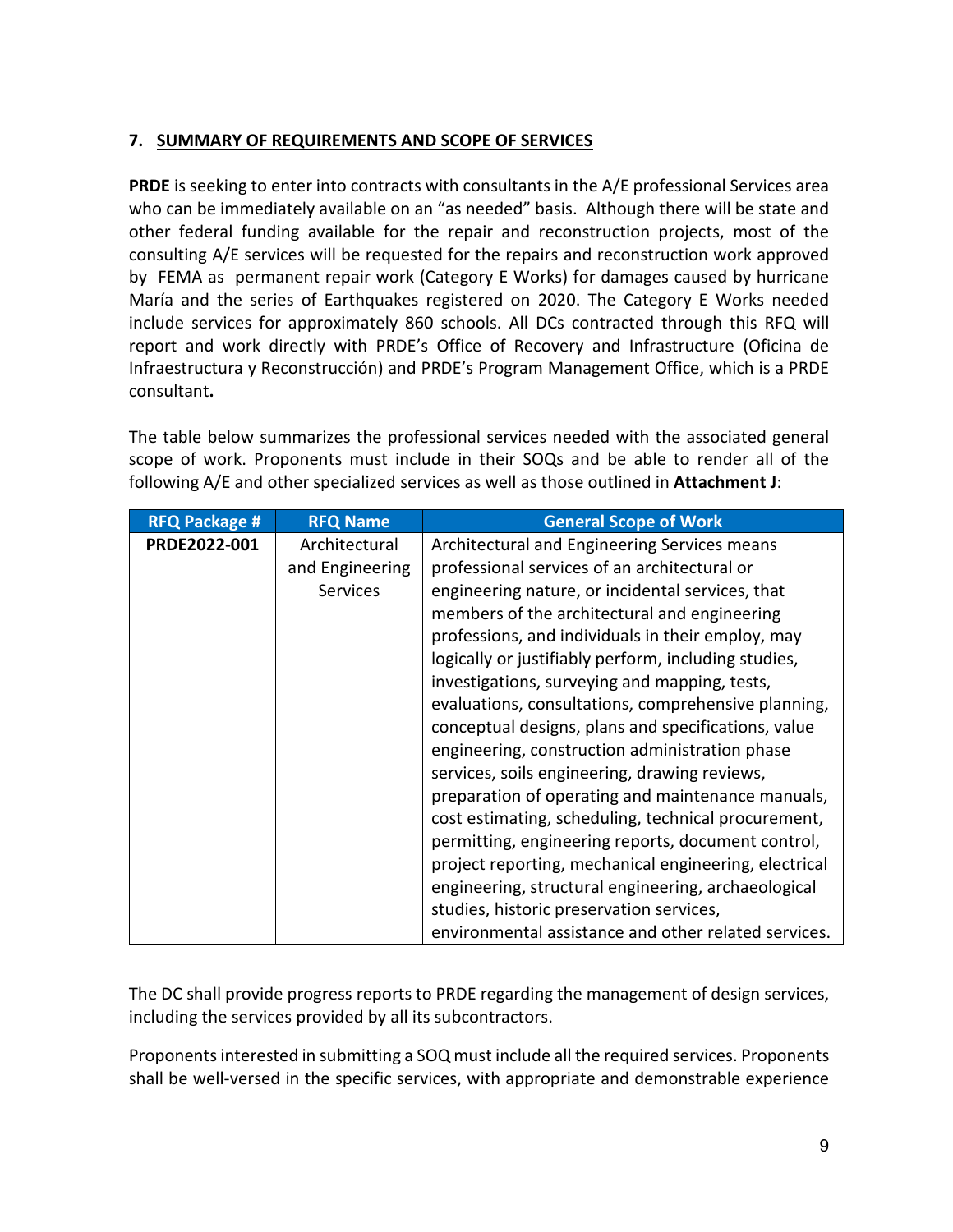## 7. SUMMARY OF REQUIREMENTS AND SCOPE OF SERVICES

**PRDE** is seeking to enter into contracts with consultants in the A/E professional Services area who can be immediately available on an "as needed" basis. Although there will be state and other federal funding available for the repair and reconstruction projects, most of the consulting A/E services will be requested for the repairs and reconstruction work approved by FEMA as permanent repair work (Category E Works) for damages caused by hurricane María and the series of Earthquakes registered on 2020. The Category E Works needed include services for approximately 860 schools. All DCs contracted through this RFQ will report and work directly with PRDE's Office of Recovery and Infrastructure (Oficina de Infraestructura y Reconstrucción) and PRDE's Program Management Office, which is a PRDE consultant**.**

The table below summarizes the professional services needed with the associated general scope of work. Proponents must include in their SOQs and be able to render all of the following A/E and other specialized services as well as those outlined in **Attachment J**:

| RFQ Package # | RFQ Name | General Scope of Work |
|---|---|---|
| **PRDE2022-001** | Architectural and Engineering Services | Architectural and Engineering Services means professional services of an architectural or engineering nature, or incidental services, that members of the architectural and engineering professions, and individuals in their employ, may logically or justifiably perform, including studies, investigations, surveying and mapping, tests, evaluations, consultations, comprehensive planning, conceptual designs, plans and specifications, value engineering, construction administration phase services, soils engineering, drawing reviews, preparation of operating and maintenance manuals, cost estimating, scheduling, technical procurement, permitting, engineering reports, document control, project reporting, mechanical engineering, electrical engineering, structural engineering, archaeological studies, historic preservation services, environmental assistance and other related services. |

The DC shall provide progress reports to PRDE regarding the management of design services, including the services provided by all its subcontractors.

Proponents interested in submitting a SOQ must include all the required services. Proponents shall be well-versed in the specific services, with appropriate and demonstrable experience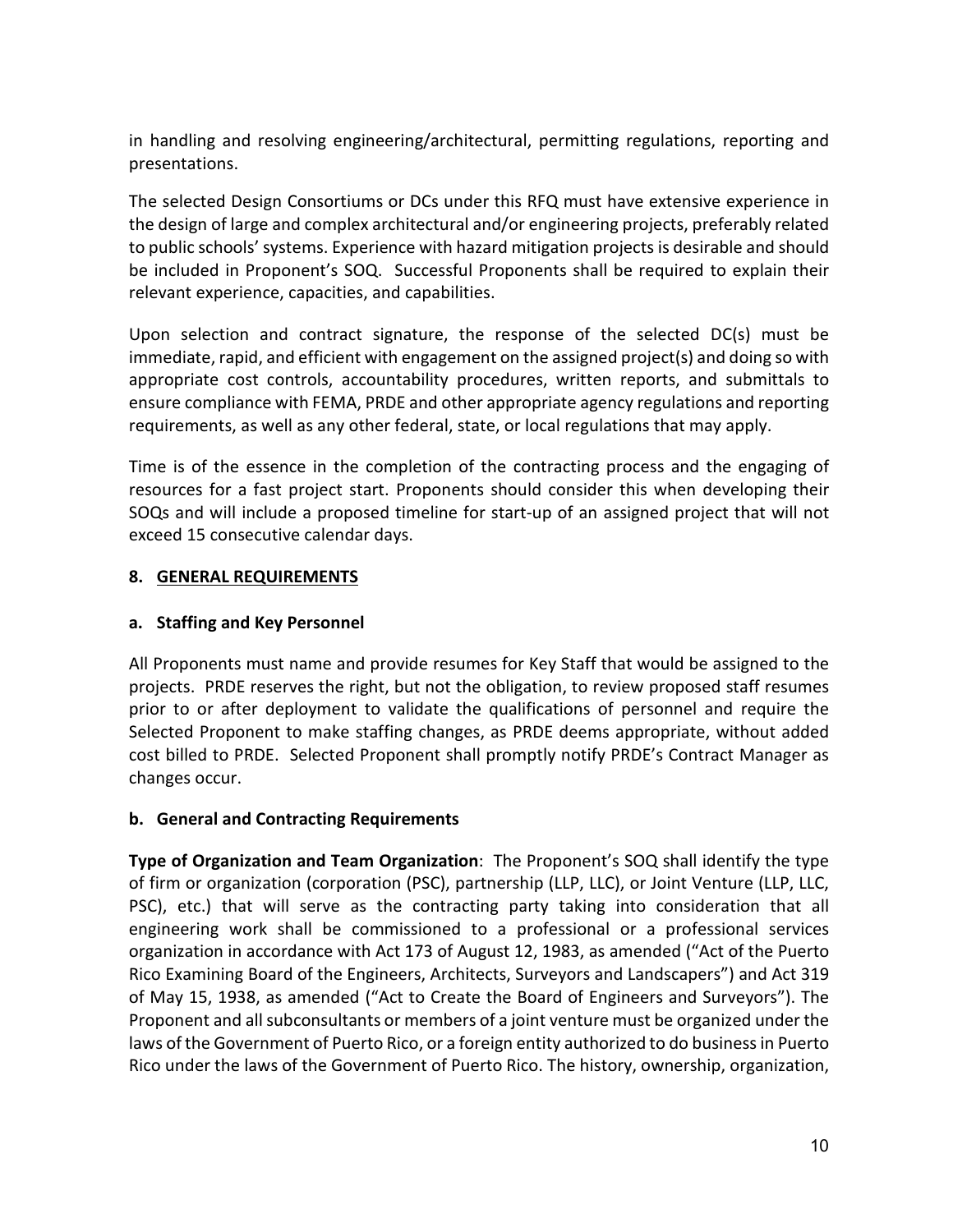in handling and resolving engineering/architectural, permitting regulations, reporting and presentations.

The selected Design Consortiums or DCs under this RFQ must have extensive experience in the design of large and complex architectural and/or engineering projects, preferably related to public schools' systems. Experience with hazard mitigation projects is desirable and should be included in Proponent's SOQ. Successful Proponents shall be required to explain their relevant experience, capacities, and capabilities.

Upon selection and contract signature, the response of the selected DC(s) must be immediate, rapid, and efficient with engagement on the assigned project(s) and doing so with appropriate cost controls, accountability procedures, written reports, and submittals to ensure compliance with FEMA, PRDE and other appropriate agency regulations and reporting requirements, as well as any other federal, state, or local regulations that may apply.

Time is of the essence in the completion of the contracting process and the engaging of resources for a fast project start. Proponents should consider this when developing their SOQs and will include a proposed timeline for start-up of an assigned project that will not exceed 15 consecutive calendar days.

## 8. GENERAL REQUIREMENTS

### a. Staffing and Key Personnel

All Proponents must name and provide resumes for Key Staff that would be assigned to the projects. PRDE reserves the right, but not the obligation, to review proposed staff resumes prior to or after deployment to validate the qualifications of personnel and require the Selected Proponent to make staffing changes, as PRDE deems appropriate, without added cost billed to PRDE. Selected Proponent shall promptly notify PRDE's Contract Manager as changes occur.

### b. General and Contracting Requirements

**Type of Organization and Team Organization**: The Proponent's SOQ shall identify the type of firm or organization (corporation (PSC), partnership (LLP, LLC), or Joint Venture (LLP, LLC, PSC), etc.) that will serve as the contracting party taking into consideration that all engineering work shall be commissioned to a professional or a professional services organization in accordance with Act 173 of August 12, 1983, as amended ("Act of the Puerto Rico Examining Board of the Engineers, Architects, Surveyors and Landscapers") and Act 319 of May 15, 1938, as amended ("Act to Create the Board of Engineers and Surveyors"). The Proponent and all subconsultants or members of a joint venture must be organized under the laws of the Government of Puerto Rico, or a foreign entity authorized to do business in Puerto Rico under the laws of the Government of Puerto Rico. The history, ownership, organization,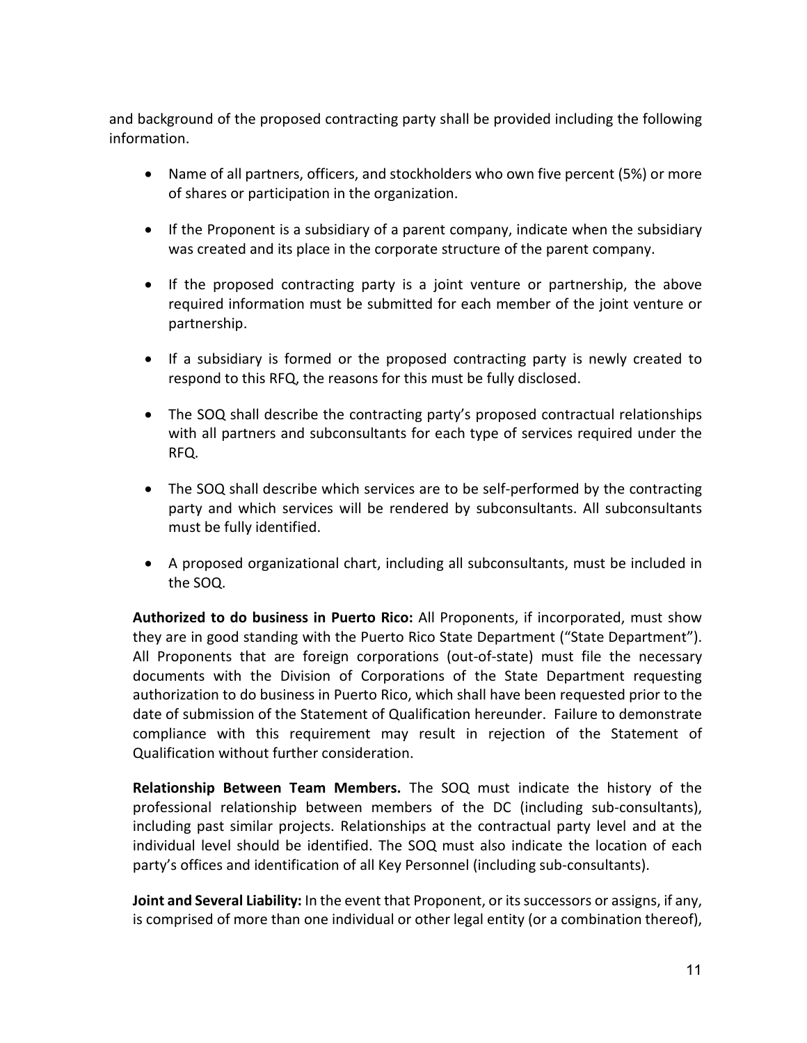and background of the proposed contracting party shall be provided including the following information.

- Name of all partners, officers, and stockholders who own five percent (5%) or more of shares or participation in the organization.
- If the Proponent is a subsidiary of a parent company, indicate when the subsidiary was created and its place in the corporate structure of the parent company.
- If the proposed contracting party is a joint venture or partnership, the above required information must be submitted for each member of the joint venture or partnership.
- If a subsidiary is formed or the proposed contracting party is newly created to respond to this RFQ, the reasons for this must be fully disclosed.
- The SOQ shall describe the contracting party's proposed contractual relationships with all partners and subconsultants for each type of services required under the RFQ.
- The SOQ shall describe which services are to be self-performed by the contracting party and which services will be rendered by subconsultants. All subconsultants must be fully identified.
- A proposed organizational chart, including all subconsultants, must be included in the SOQ.

**Authorized to do business in Puerto Rico:** All Proponents, if incorporated, must show they are in good standing with the Puerto Rico State Department ("State Department"). All Proponents that are foreign corporations (out-of-state) must file the necessary documents with the Division of Corporations of the State Department requesting authorization to do business in Puerto Rico, which shall have been requested prior to the date of submission of the Statement of Qualification hereunder. Failure to demonstrate compliance with this requirement may result in rejection of the Statement of Qualification without further consideration.

**Relationship Between Team Members.** The SOQ must indicate the history of the professional relationship between members of the DC (including sub-consultants), including past similar projects. Relationships at the contractual party level and at the individual level should be identified. The SOQ must also indicate the location of each party's offices and identification of all Key Personnel (including sub-consultants).

**Joint and Several Liability:** In the event that Proponent, or its successors or assigns, if any, is comprised of more than one individual or other legal entity (or a combination thereof),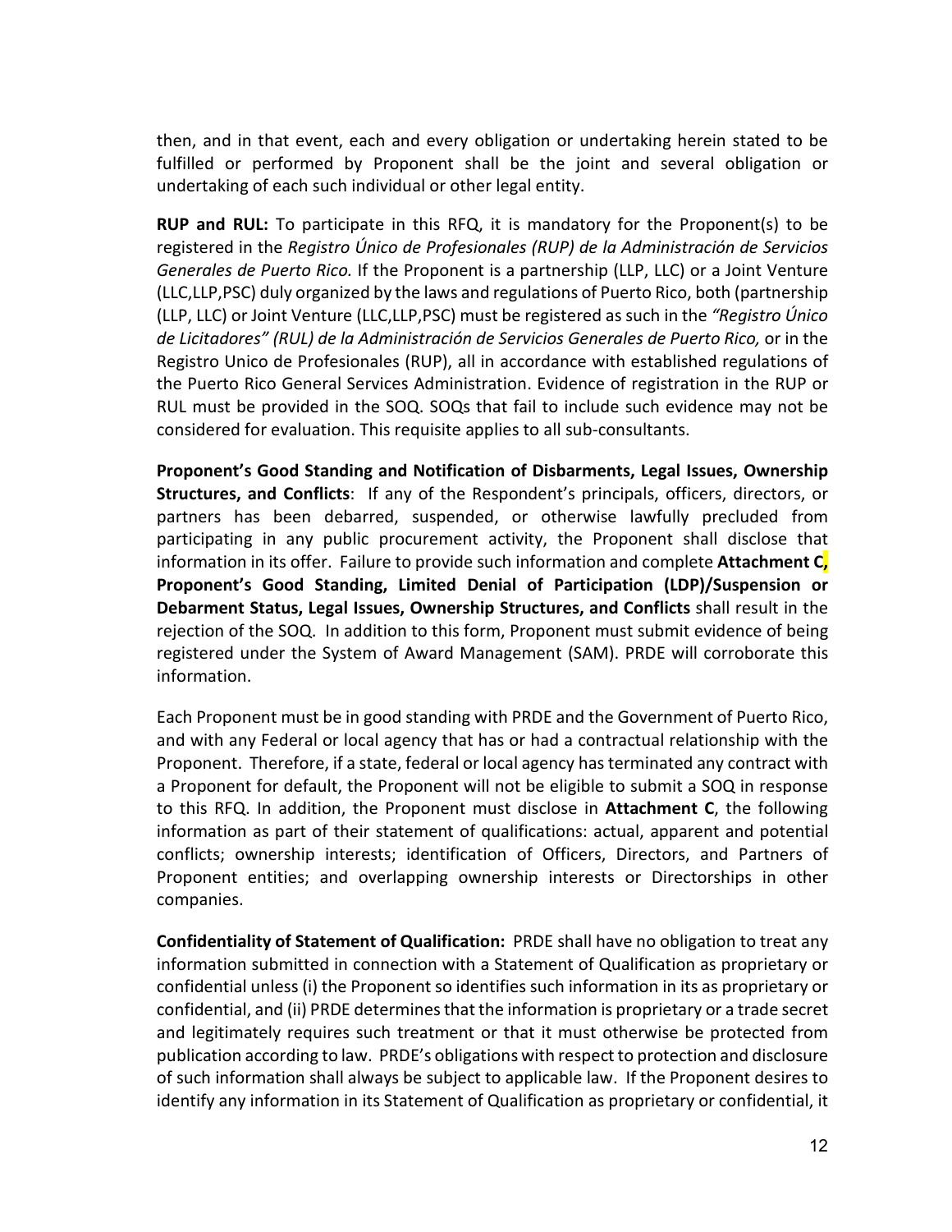then, and in that event, each and every obligation or undertaking herein stated to be fulfilled or performed by Proponent shall be the joint and several obligation or undertaking of each such individual or other legal entity.

**RUP and RUL:** To participate in this RFQ, it is mandatory for the Proponent(s) to be registered in the *Registro Único de Profesionales (RUP) de la Administración de Servicios Generales de Puerto Rico.* If the Proponent is a partnership (LLP, LLC) or a Joint Venture (LLC,LLP,PSC) duly organized by the laws and regulations of Puerto Rico, both (partnership (LLP, LLC) or Joint Venture (LLC,LLP,PSC) must be registered as such in the *"Registro Único de Licitadores" (RUL) de la Administración de Servicios Generales de Puerto Rico,* or in the Registro Unico de Profesionales (RUP), all in accordance with established regulations of the Puerto Rico General Services Administration. Evidence of registration in the RUP or RUL must be provided in the SOQ. SOQs that fail to include such evidence may not be considered for evaluation. This requisite applies to all sub-consultants.

**Proponent's Good Standing and Notification of Disbarments, Legal Issues, Ownership Structures, and Conflicts**: If any of the Respondent's principals, officers, directors, or partners has been debarred, suspended, or otherwise lawfully precluded from participating in any public procurement activity, the Proponent shall disclose that information in its offer. Failure to provide such information and complete **Attachment C, Proponent's Good Standing, Limited Denial of Participation (LDP)/Suspension or Debarment Status, Legal Issues, Ownership Structures, and Conflicts** shall result in the rejection of the SOQ. In addition to this form, Proponent must submit evidence of being registered under the System of Award Management (SAM). PRDE will corroborate this information.

Each Proponent must be in good standing with PRDE and the Government of Puerto Rico, and with any Federal or local agency that has or had a contractual relationship with the Proponent. Therefore, if a state, federal or local agency has terminated any contract with a Proponent for default, the Proponent will not be eligible to submit a SOQ in response to this RFQ. In addition, the Proponent must disclose in **Attachment C**, the following information as part of their statement of qualifications: actual, apparent and potential conflicts; ownership interests; identification of Officers, Directors, and Partners of Proponent entities; and overlapping ownership interests or Directorships in other companies.

**Confidentiality of Statement of Qualification:** PRDE shall have no obligation to treat any information submitted in connection with a Statement of Qualification as proprietary or confidential unless (i) the Proponent so identifies such information in its as proprietary or confidential, and (ii) PRDE determines that the information is proprietary or a trade secret and legitimately requires such treatment or that it must otherwise be protected from publication according to law. PRDE's obligations with respect to protection and disclosure of such information shall always be subject to applicable law. If the Proponent desires to identify any information in its Statement of Qualification as proprietary or confidential, it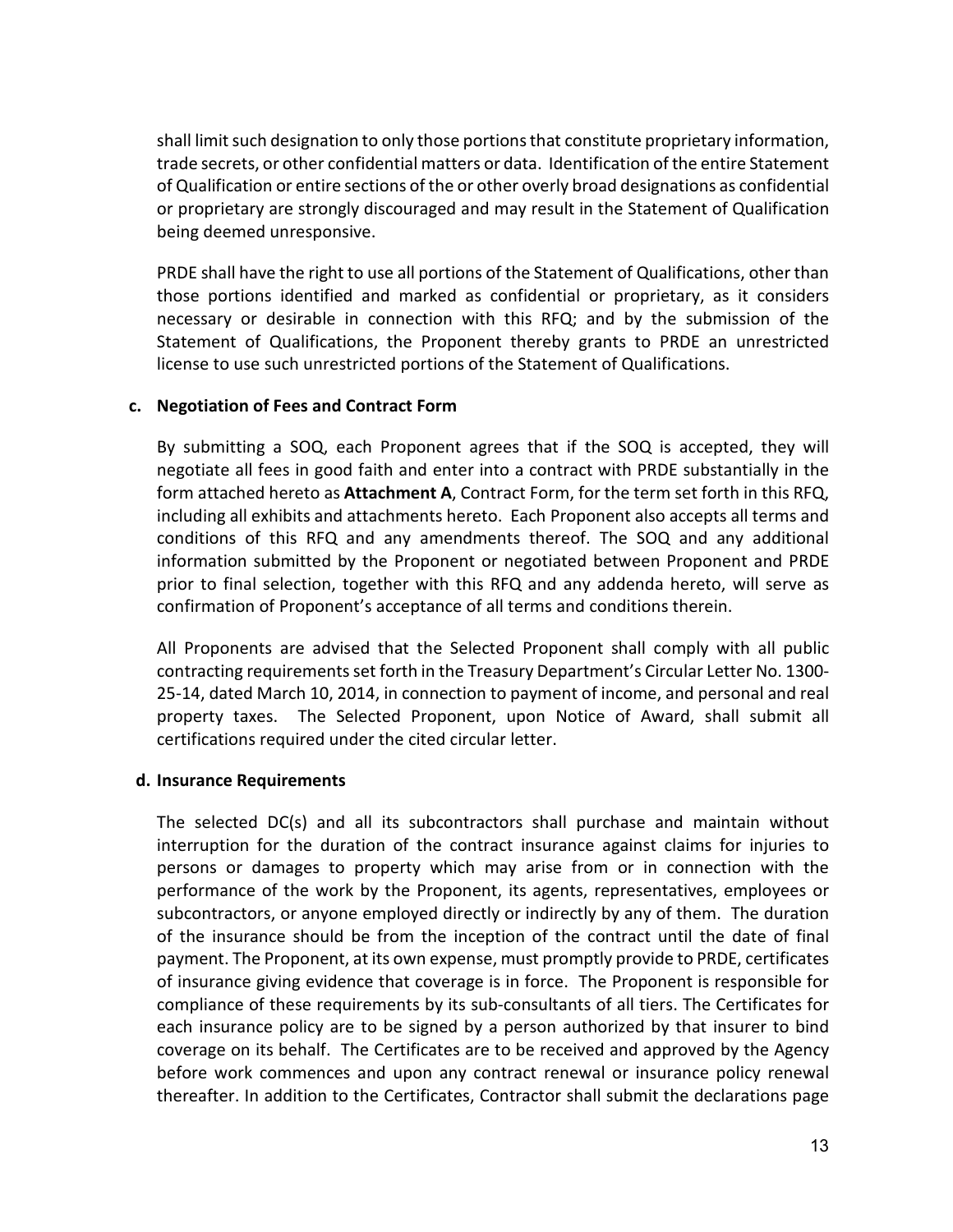shall limit such designation to only those portions that constitute proprietary information, trade secrets, or other confidential matters or data. Identification of the entire Statement of Qualification or entire sections of the or other overly broad designations as confidential or proprietary are strongly discouraged and may result in the Statement of Qualification being deemed unresponsive.

PRDE shall have the right to use all portions of the Statement of Qualifications, other than those portions identified and marked as confidential or proprietary, as it considers necessary or desirable in connection with this RFQ; and by the submission of the Statement of Qualifications, the Proponent thereby grants to PRDE an unrestricted license to use such unrestricted portions of the Statement of Qualifications.

**c. Negotiation of Fees and Contract Form**

By submitting a SOQ, each Proponent agrees that if the SOQ is accepted, they will negotiate all fees in good faith and enter into a contract with PRDE substantially in the form attached hereto as **Attachment A**, Contract Form, for the term set forth in this RFQ, including all exhibits and attachments hereto. Each Proponent also accepts all terms and conditions of this RFQ and any amendments thereof. The SOQ and any additional information submitted by the Proponent or negotiated between Proponent and PRDE prior to final selection, together with this RFQ and any addenda hereto, will serve as confirmation of Proponent's acceptance of all terms and conditions therein.

All Proponents are advised that the Selected Proponent shall comply with all public contracting requirements set forth in the Treasury Department's Circular Letter No. 1300-25-14, dated March 10, 2014, in connection to payment of income, and personal and real property taxes. The Selected Proponent, upon Notice of Award, shall submit all certifications required under the cited circular letter.

**d. Insurance Requirements**

The selected DC(s) and all its subcontractors shall purchase and maintain without interruption for the duration of the contract insurance against claims for injuries to persons or damages to property which may arise from or in connection with the performance of the work by the Proponent, its agents, representatives, employees or subcontractors, or anyone employed directly or indirectly by any of them. The duration of the insurance should be from the inception of the contract until the date of final payment. The Proponent, at its own expense, must promptly provide to PRDE, certificates of insurance giving evidence that coverage is in force. The Proponent is responsible for compliance of these requirements by its sub-consultants of all tiers. The Certificates for each insurance policy are to be signed by a person authorized by that insurer to bind coverage on its behalf. The Certificates are to be received and approved by the Agency before work commences and upon any contract renewal or insurance policy renewal thereafter. In addition to the Certificates, Contractor shall submit the declarations page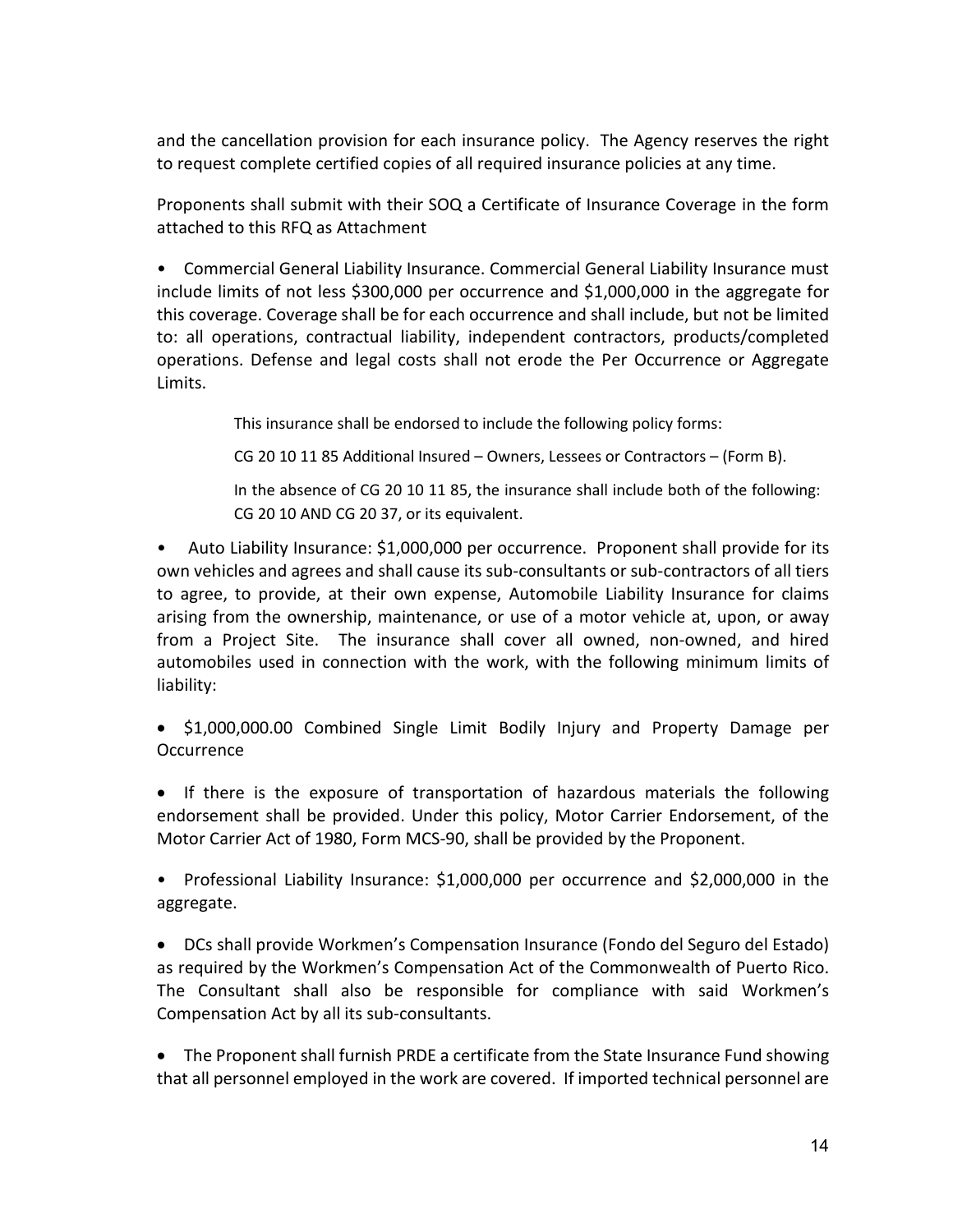and the cancellation provision for each insurance policy. The Agency reserves the right to request complete certified copies of all required insurance policies at any time.

Proponents shall submit with their SOQ a Certificate of Insurance Coverage in the form attached to this RFQ as Attachment

- Commercial General Liability Insurance. Commercial General Liability Insurance must include limits of not less $300,000 per occurrence and $1,000,000 in the aggregate for this coverage. Coverage shall be for each occurrence and shall include, but not be limited to: all operations, contractual liability, independent contractors, products/completed operations. Defense and legal costs shall not erode the Per Occurrence or Aggregate Limits.

  This insurance shall be endorsed to include the following policy forms:

  CG 20 10 11 85 Additional Insured – Owners, Lessees or Contractors – (Form B).

  In the absence of CG 20 10 11 85, the insurance shall include both of the following: CG 20 10 AND CG 20 37, or its equivalent.

- Auto Liability Insurance: $1,000,000 per occurrence. Proponent shall provide for its own vehicles and agrees and shall cause its sub-consultants or sub-contractors of all tiers to agree, to provide, at their own expense, Automobile Liability Insurance for claims arising from the ownership, maintenance, or use of a motor vehicle at, upon, or away from a Project Site. The insurance shall cover all owned, non-owned, and hired automobiles used in connection with the work, with the following minimum limits of liability:

- $1,000,000.00 Combined Single Limit Bodily Injury and Property Damage per Occurrence

- If there is the exposure of transportation of hazardous materials the following endorsement shall be provided. Under this policy, Motor Carrier Endorsement, of the Motor Carrier Act of 1980, Form MCS-90, shall be provided by the Proponent.

- Professional Liability Insurance: $1,000,000 per occurrence and $2,000,000 in the aggregate.

- DCs shall provide Workmen's Compensation Insurance (Fondo del Seguro del Estado) as required by the Workmen's Compensation Act of the Commonwealth of Puerto Rico. The Consultant shall also be responsible for compliance with said Workmen's Compensation Act by all its sub-consultants.

- The Proponent shall furnish PRDE a certificate from the State Insurance Fund showing that all personnel employed in the work are covered. If imported technical personnel are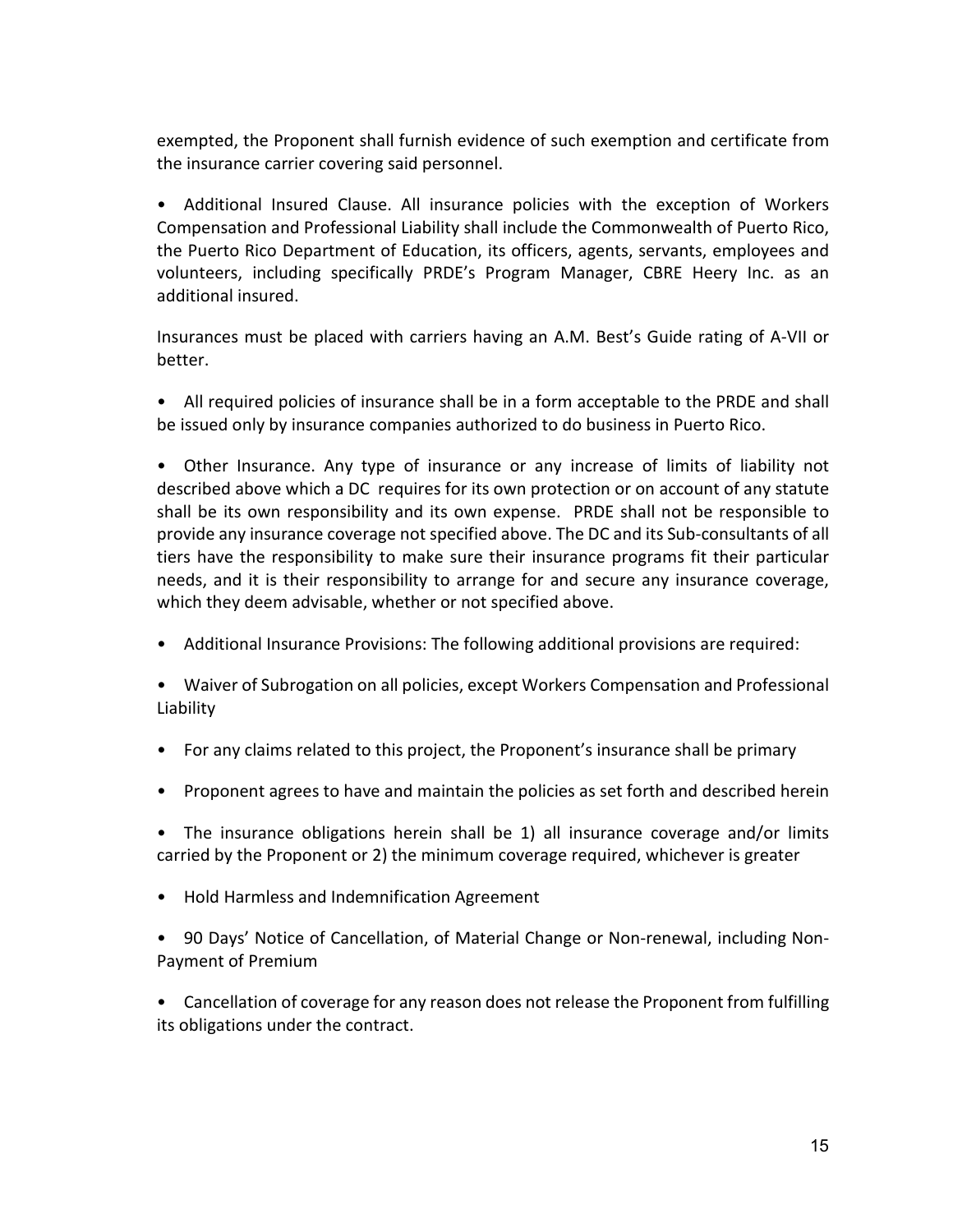exempted, the Proponent shall furnish evidence of such exemption and certificate from the insurance carrier covering said personnel.

- Additional Insured Clause. All insurance policies with the exception of Workers Compensation and Professional Liability shall include the Commonwealth of Puerto Rico, the Puerto Rico Department of Education, its officers, agents, servants, employees and volunteers, including specifically PRDE's Program Manager, CBRE Heery Inc. as an additional insured.

Insurances must be placed with carriers having an A.M. Best's Guide rating of A-VII or better.

- All required policies of insurance shall be in a form acceptable to the PRDE and shall be issued only by insurance companies authorized to do business in Puerto Rico.

- Other Insurance. Any type of insurance or any increase of limits of liability not described above which a DC requires for its own protection or on account of any statute shall be its own responsibility and its own expense. PRDE shall not be responsible to provide any insurance coverage not specified above. The DC and its Sub-consultants of all tiers have the responsibility to make sure their insurance programs fit their particular needs, and it is their responsibility to arrange for and secure any insurance coverage, which they deem advisable, whether or not specified above.

- Additional Insurance Provisions: The following additional provisions are required:

- Waiver of Subrogation on all policies, except Workers Compensation and Professional Liability

- For any claims related to this project, the Proponent's insurance shall be primary

- Proponent agrees to have and maintain the policies as set forth and described herein

- The insurance obligations herein shall be 1) all insurance coverage and/or limits carried by the Proponent or 2) the minimum coverage required, whichever is greater

- Hold Harmless and Indemnification Agreement

- 90 Days' Notice of Cancellation, of Material Change or Non-renewal, including Non-Payment of Premium

- Cancellation of coverage for any reason does not release the Proponent from fulfilling its obligations under the contract.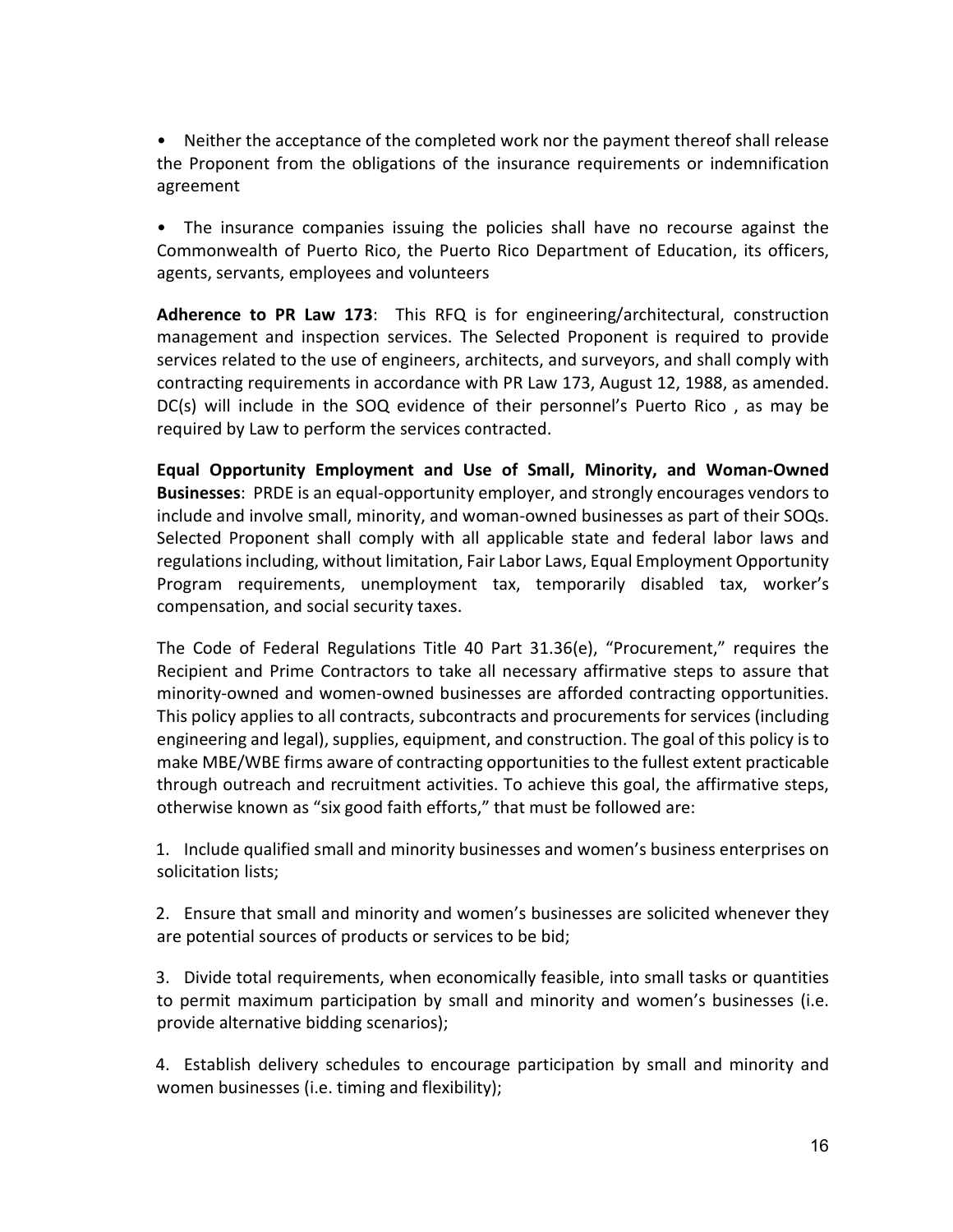- Neither the acceptance of the completed work nor the payment thereof shall release the Proponent from the obligations of the insurance requirements or indemnification agreement

- The insurance companies issuing the policies shall have no recourse against the Commonwealth of Puerto Rico, the Puerto Rico Department of Education, its officers, agents, servants, employees and volunteers

**Adherence to PR Law 173**: This RFQ is for engineering/architectural, construction management and inspection services. The Selected Proponent is required to provide services related to the use of engineers, architects, and surveyors, and shall comply with contracting requirements in accordance with PR Law 173, August 12, 1988, as amended. DC(s) will include in the SOQ evidence of their personnel's Puerto Rico , as may be required by Law to perform the services contracted.

**Equal Opportunity Employment and Use of Small, Minority, and Woman-Owned Businesses**: PRDE is an equal-opportunity employer, and strongly encourages vendors to include and involve small, minority, and woman-owned businesses as part of their SOQs. Selected Proponent shall comply with all applicable state and federal labor laws and regulations including, without limitation, Fair Labor Laws, Equal Employment Opportunity Program requirements, unemployment tax, temporarily disabled tax, worker's compensation, and social security taxes.

The Code of Federal Regulations Title 40 Part 31.36(e), "Procurement," requires the Recipient and Prime Contractors to take all necessary affirmative steps to assure that minority-owned and women-owned businesses are afforded contracting opportunities. This policy applies to all contracts, subcontracts and procurements for services (including engineering and legal), supplies, equipment, and construction. The goal of this policy is to make MBE/WBE firms aware of contracting opportunities to the fullest extent practicable through outreach and recruitment activities. To achieve this goal, the affirmative steps, otherwise known as "six good faith efforts," that must be followed are:

1. Include qualified small and minority businesses and women's business enterprises on solicitation lists;

2. Ensure that small and minority and women's businesses are solicited whenever they are potential sources of products or services to be bid;

3. Divide total requirements, when economically feasible, into small tasks or quantities to permit maximum participation by small and minority and women's businesses (i.e. provide alternative bidding scenarios);

4. Establish delivery schedules to encourage participation by small and minority and women businesses (i.e. timing and flexibility);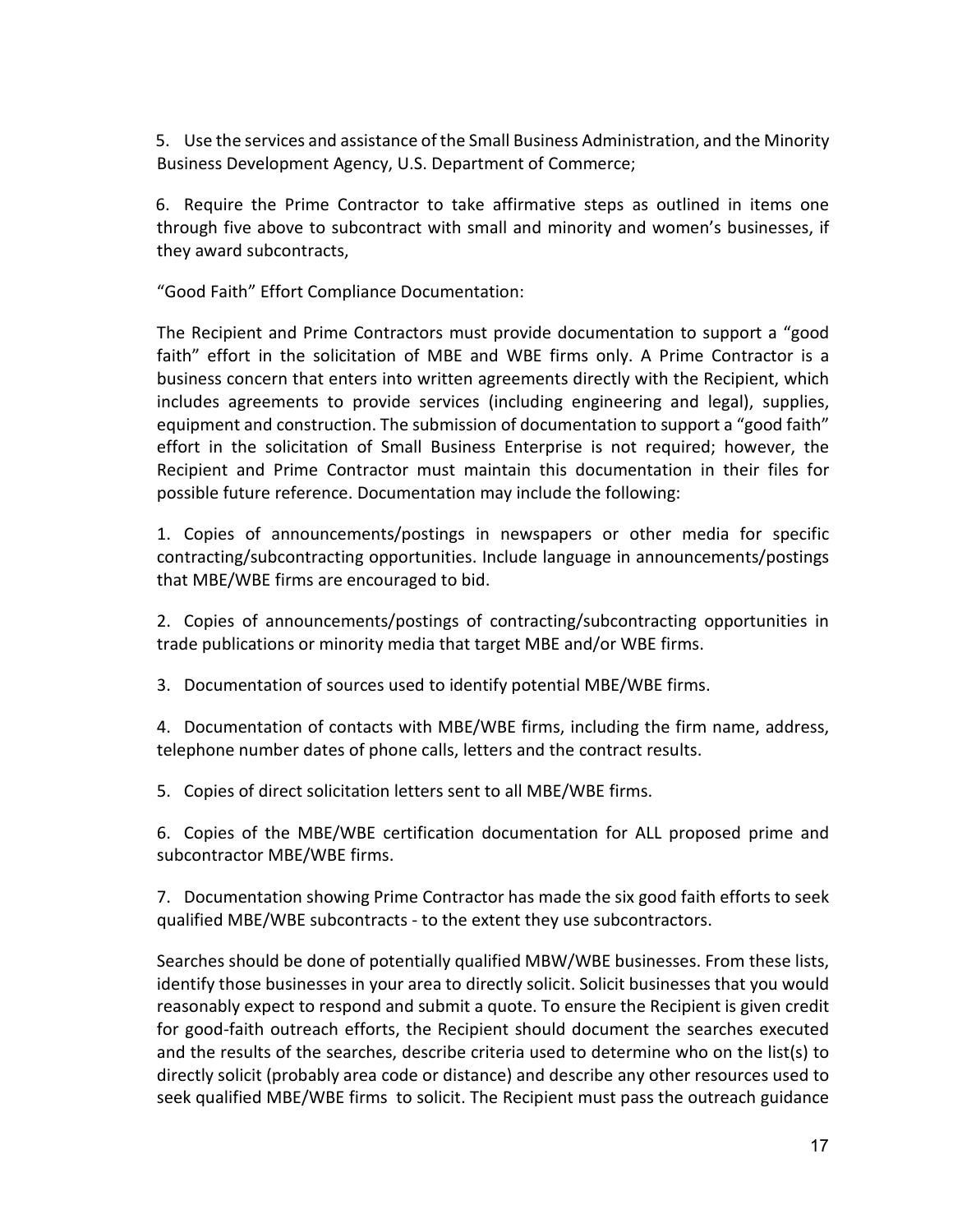5. Use the services and assistance of the Small Business Administration, and the Minority Business Development Agency, U.S. Department of Commerce;

6. Require the Prime Contractor to take affirmative steps as outlined in items one through five above to subcontract with small and minority and women's businesses, if they award subcontracts,

"Good Faith" Effort Compliance Documentation:

The Recipient and Prime Contractors must provide documentation to support a "good faith" effort in the solicitation of MBE and WBE firms only. A Prime Contractor is a business concern that enters into written agreements directly with the Recipient, which includes agreements to provide services (including engineering and legal), supplies, equipment and construction. The submission of documentation to support a "good faith" effort in the solicitation of Small Business Enterprise is not required; however, the Recipient and Prime Contractor must maintain this documentation in their files for possible future reference. Documentation may include the following:

1. Copies of announcements/postings in newspapers or other media for specific contracting/subcontracting opportunities. Include language in announcements/postings that MBE/WBE firms are encouraged to bid.

2. Copies of announcements/postings of contracting/subcontracting opportunities in trade publications or minority media that target MBE and/or WBE firms.

3. Documentation of sources used to identify potential MBE/WBE firms.

4. Documentation of contacts with MBE/WBE firms, including the firm name, address, telephone number dates of phone calls, letters and the contract results.

5. Copies of direct solicitation letters sent to all MBE/WBE firms.

6. Copies of the MBE/WBE certification documentation for ALL proposed prime and subcontractor MBE/WBE firms.

7. Documentation showing Prime Contractor has made the six good faith efforts to seek qualified MBE/WBE subcontracts - to the extent they use subcontractors.

Searches should be done of potentially qualified MBW/WBE businesses. From these lists, identify those businesses in your area to directly solicit. Solicit businesses that you would reasonably expect to respond and submit a quote. To ensure the Recipient is given credit for good-faith outreach efforts, the Recipient should document the searches executed and the results of the searches, describe criteria used to determine who on the list(s) to directly solicit (probably area code or distance) and describe any other resources used to seek qualified MBE/WBE firms to solicit. The Recipient must pass the outreach guidance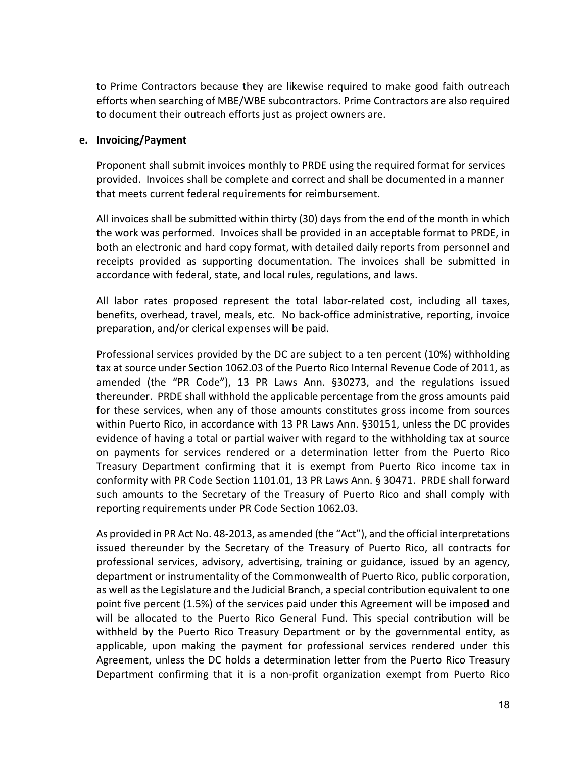to Prime Contractors because they are likewise required to make good faith outreach efforts when searching of MBE/WBE subcontractors. Prime Contractors are also required to document their outreach efforts just as project owners are.

**e. Invoicing/Payment**

Proponent shall submit invoices monthly to PRDE using the required format for services provided. Invoices shall be complete and correct and shall be documented in a manner that meets current federal requirements for reimbursement.

All invoices shall be submitted within thirty (30) days from the end of the month in which the work was performed. Invoices shall be provided in an acceptable format to PRDE, in both an electronic and hard copy format, with detailed daily reports from personnel and receipts provided as supporting documentation. The invoices shall be submitted in accordance with federal, state, and local rules, regulations, and laws.

All labor rates proposed represent the total labor-related cost, including all taxes, benefits, overhead, travel, meals, etc. No back-office administrative, reporting, invoice preparation, and/or clerical expenses will be paid.

Professional services provided by the DC are subject to a ten percent (10%) withholding tax at source under Section 1062.03 of the Puerto Rico Internal Revenue Code of 2011, as amended (the "PR Code"), 13 PR Laws Ann. §30273, and the regulations issued thereunder. PRDE shall withhold the applicable percentage from the gross amounts paid for these services, when any of those amounts constitutes gross income from sources within Puerto Rico, in accordance with 13 PR Laws Ann. §30151, unless the DC provides evidence of having a total or partial waiver with regard to the withholding tax at source on payments for services rendered or a determination letter from the Puerto Rico Treasury Department confirming that it is exempt from Puerto Rico income tax in conformity with PR Code Section 1101.01, 13 PR Laws Ann. § 30471. PRDE shall forward such amounts to the Secretary of the Treasury of Puerto Rico and shall comply with reporting requirements under PR Code Section 1062.03.

As provided in PR Act No. 48-2013, as amended (the "Act"), and the official interpretations issued thereunder by the Secretary of the Treasury of Puerto Rico, all contracts for professional services, advisory, advertising, training or guidance, issued by an agency, department or instrumentality of the Commonwealth of Puerto Rico, public corporation, as well as the Legislature and the Judicial Branch, a special contribution equivalent to one point five percent (1.5%) of the services paid under this Agreement will be imposed and will be allocated to the Puerto Rico General Fund. This special contribution will be withheld by the Puerto Rico Treasury Department or by the governmental entity, as applicable, upon making the payment for professional services rendered under this Agreement, unless the DC holds a determination letter from the Puerto Rico Treasury Department confirming that it is a non-profit organization exempt from Puerto Rico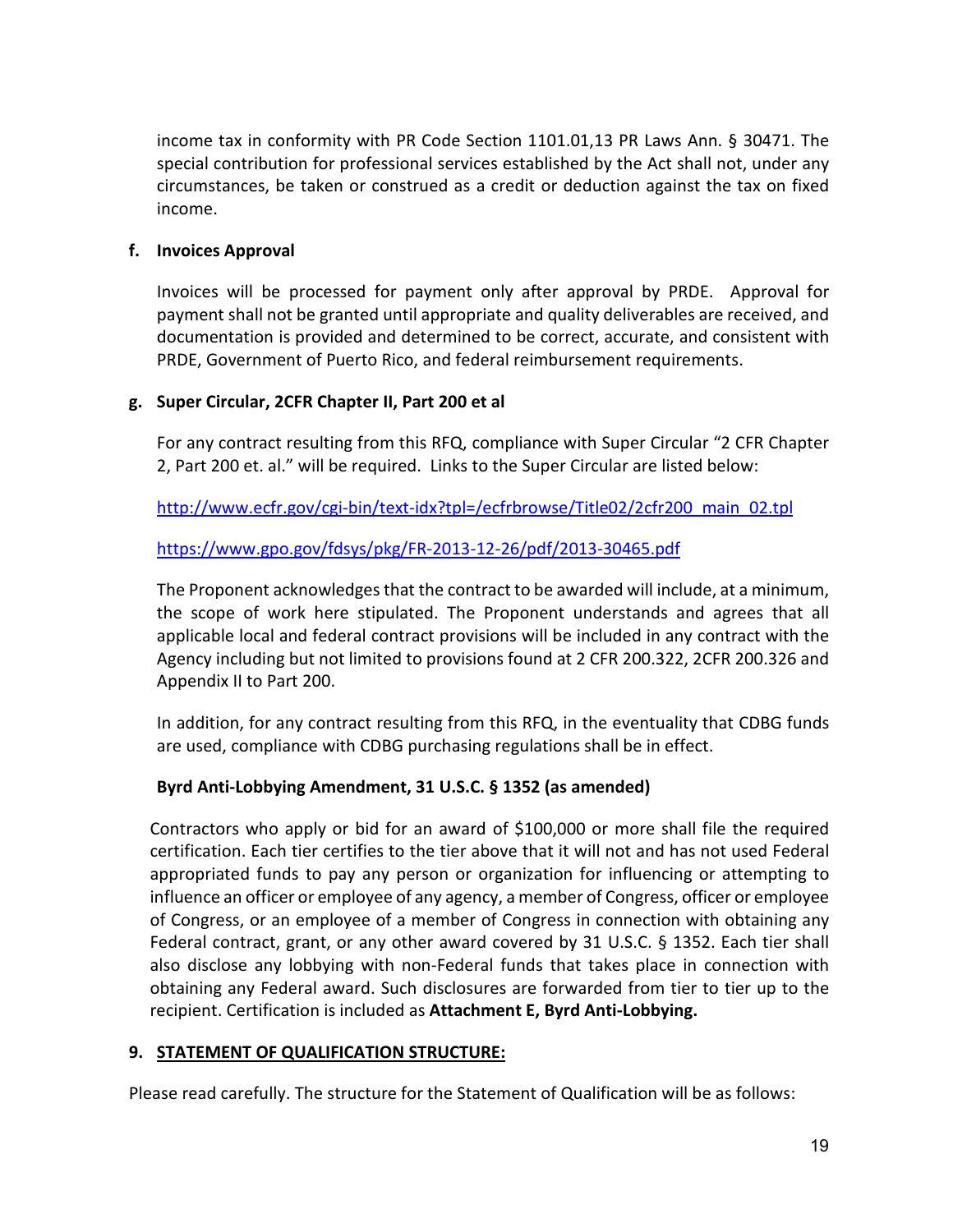income tax in conformity with PR Code Section 1101.01,13 PR Laws Ann. § 30471. The special contribution for professional services established by the Act shall not, under any circumstances, be taken or construed as a credit or deduction against the tax on fixed income.

**f. Invoices Approval**

Invoices will be processed for payment only after approval by PRDE. Approval for payment shall not be granted until appropriate and quality deliverables are received, and documentation is provided and determined to be correct, accurate, and consistent with PRDE, Government of Puerto Rico, and federal reimbursement requirements.

**g. Super Circular, 2CFR Chapter II, Part 200 et al**

For any contract resulting from this RFQ, compliance with Super Circular "2 CFR Chapter 2, Part 200 et. al." will be required. Links to the Super Circular are listed below:

http://www.ecfr.gov/cgi-bin/text-idx?tpl=/ecfrbrowse/Title02/2cfr200_main_02.tpl

https://www.gpo.gov/fdsys/pkg/FR-2013-12-26/pdf/2013-30465.pdf

The Proponent acknowledges that the contract to be awarded will include, at a minimum, the scope of work here stipulated. The Proponent understands and agrees that all applicable local and federal contract provisions will be included in any contract with the Agency including but not limited to provisions found at 2 CFR 200.322, 2CFR 200.326 and Appendix II to Part 200.

In addition, for any contract resulting from this RFQ, in the eventuality that CDBG funds are used, compliance with CDBG purchasing regulations shall be in effect.

**Byrd Anti-Lobbying Amendment, 31 U.S.C. § 1352 (as amended)**

Contractors who apply or bid for an award of $100,000 or more shall file the required certification. Each tier certifies to the tier above that it will not and has not used Federal appropriated funds to pay any person or organization for influencing or attempting to influence an officer or employee of any agency, a member of Congress, officer or employee of Congress, or an employee of a member of Congress in connection with obtaining any Federal contract, grant, or any other award covered by 31 U.S.C. § 1352. Each tier shall also disclose any lobbying with non-Federal funds that takes place in connection with obtaining any Federal award. Such disclosures are forwarded from tier to tier up to the recipient. Certification is included as **Attachment E, Byrd Anti-Lobbying.**

## 9. STATEMENT OF QUALIFICATION STRUCTURE:

Please read carefully. The structure for the Statement of Qualification will be as follows: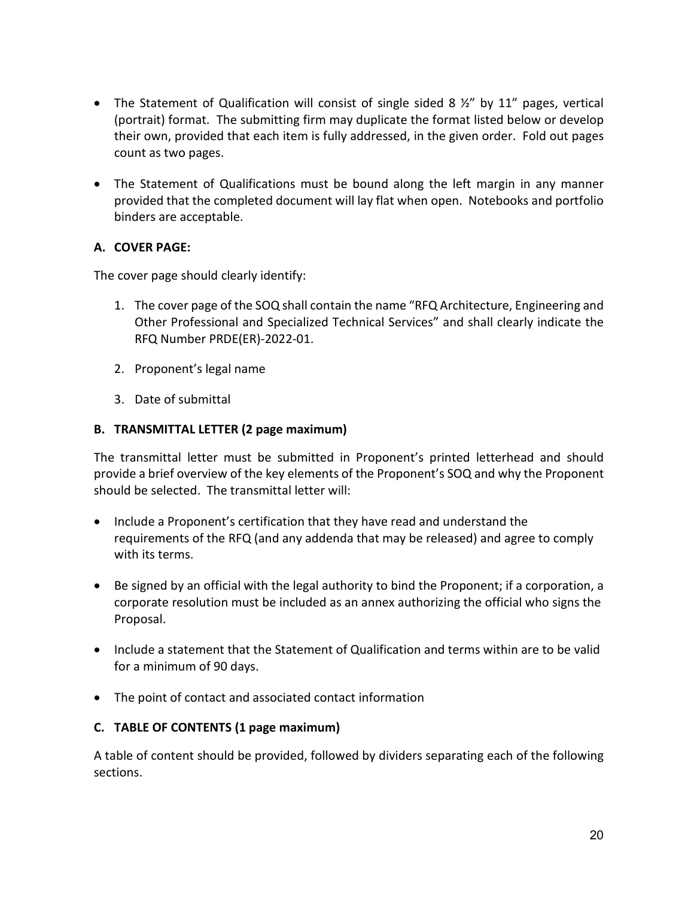- The Statement of Qualification will consist of single sided 8 ½" by 11" pages, vertical (portrait) format. The submitting firm may duplicate the format listed below or develop their own, provided that each item is fully addressed, in the given order. Fold out pages count as two pages.

- The Statement of Qualifications must be bound along the left margin in any manner provided that the completed document will lay flat when open. Notebooks and portfolio binders are acceptable.

### A. COVER PAGE:

The cover page should clearly identify:

1. The cover page of the SOQ shall contain the name "RFQ Architecture, Engineering and Other Professional and Specialized Technical Services" and shall clearly indicate the RFQ Number PRDE(ER)-2022-01.

2. Proponent's legal name

3. Date of submittal

### B. TRANSMITTAL LETTER (2 page maximum)

The transmittal letter must be submitted in Proponent's printed letterhead and should provide a brief overview of the key elements of the Proponent's SOQ and why the Proponent should be selected. The transmittal letter will:

- Include a Proponent's certification that they have read and understand the requirements of the RFQ (and any addenda that may be released) and agree to comply with its terms.

- Be signed by an official with the legal authority to bind the Proponent; if a corporation, a corporate resolution must be included as an annex authorizing the official who signs the Proposal.

- Include a statement that the Statement of Qualification and terms within are to be valid for a minimum of 90 days.

- The point of contact and associated contact information

### C. TABLE OF CONTENTS (1 page maximum)

A table of content should be provided, followed by dividers separating each of the following sections.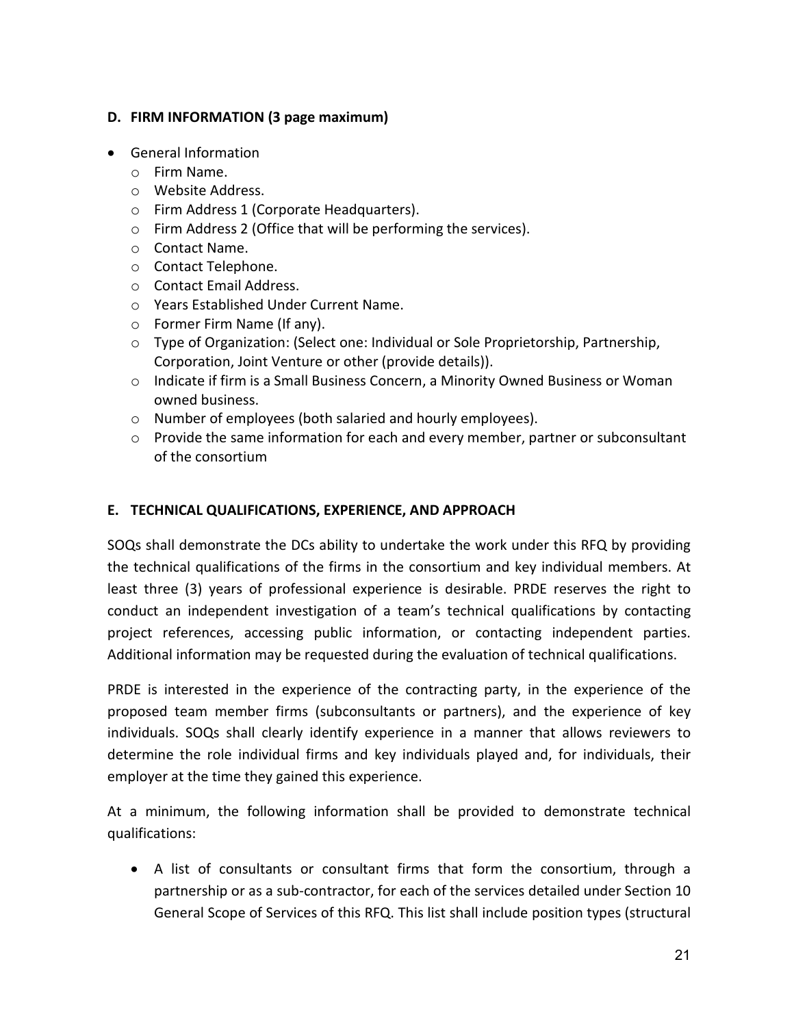**D. FIRM INFORMATION (3 page maximum)**

- General Information
  - Firm Name.
  - Website Address.
  - Firm Address 1 (Corporate Headquarters).
  - Firm Address 2 (Office that will be performing the services).
  - Contact Name.
  - Contact Telephone.
  - Contact Email Address.
  - Years Established Under Current Name.
  - Former Firm Name (If any).
  - Type of Organization: (Select one: Individual or Sole Proprietorship, Partnership, Corporation, Joint Venture or other (provide details)).
  - Indicate if firm is a Small Business Concern, a Minority Owned Business or Woman owned business.
  - Number of employees (both salaried and hourly employees).
  - Provide the same information for each and every member, partner or subconsultant of the consortium

**E. TECHNICAL QUALIFICATIONS, EXPERIENCE, AND APPROACH**

SOQs shall demonstrate the DCs ability to undertake the work under this RFQ by providing the technical qualifications of the firms in the consortium and key individual members. At least three (3) years of professional experience is desirable. PRDE reserves the right to conduct an independent investigation of a team's technical qualifications by contacting project references, accessing public information, or contacting independent parties. Additional information may be requested during the evaluation of technical qualifications.

PRDE is interested in the experience of the contracting party, in the experience of the proposed team member firms (subconsultants or partners), and the experience of key individuals. SOQs shall clearly identify experience in a manner that allows reviewers to determine the role individual firms and key individuals played and, for individuals, their employer at the time they gained this experience.

At a minimum, the following information shall be provided to demonstrate technical qualifications:

- A list of consultants or consultant firms that form the consortium, through a partnership or as a sub-contractor, for each of the services detailed under Section 10 General Scope of Services of this RFQ. This list shall include position types (structural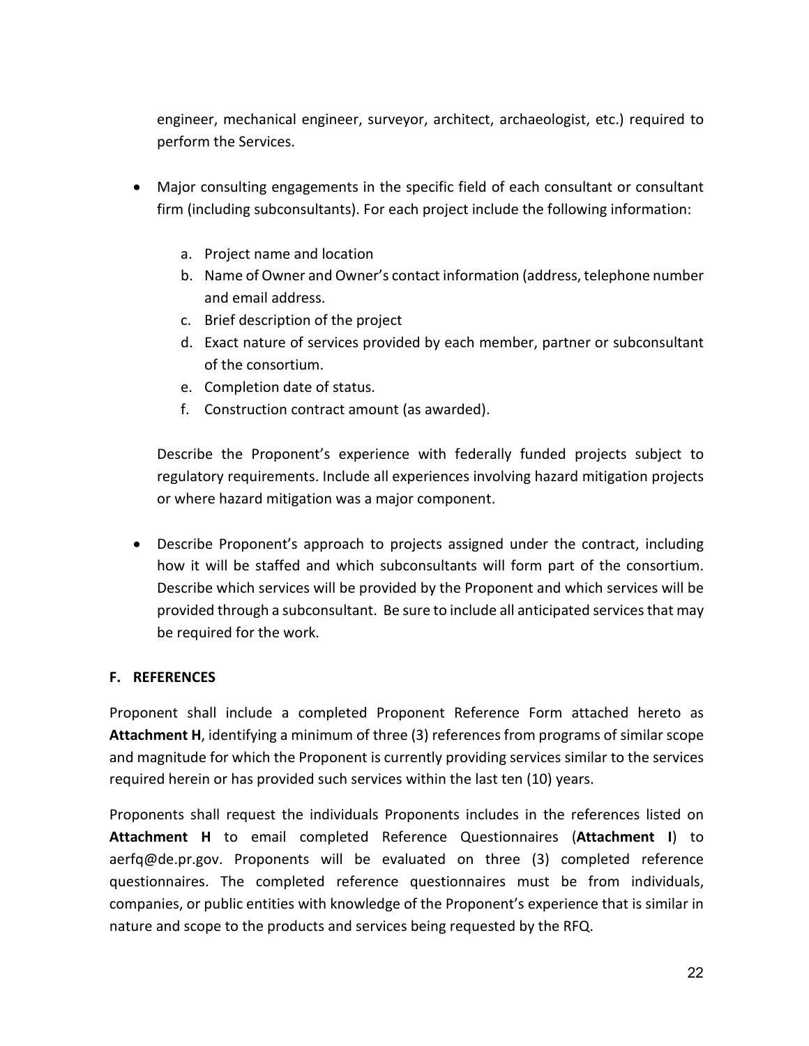engineer, mechanical engineer, surveyor, architect, archaeologist, etc.) required to perform the Services.

- Major consulting engagements in the specific field of each consultant or consultant firm (including subconsultants). For each project include the following information:

    a. Project name and location
    b. Name of Owner and Owner's contact information (address, telephone number and email address.
    c. Brief description of the project
    d. Exact nature of services provided by each member, partner or subconsultant of the consortium.
    e. Completion date of status.
    f. Construction contract amount (as awarded).

    Describe the Proponent's experience with federally funded projects subject to regulatory requirements. Include all experiences involving hazard mitigation projects or where hazard mitigation was a major component.

- Describe Proponent's approach to projects assigned under the contract, including how it will be staffed and which subconsultants will form part of the consortium. Describe which services will be provided by the Proponent and which services will be provided through a subconsultant. Be sure to include all anticipated services that may be required for the work.

## F. REFERENCES

Proponent shall include a completed Proponent Reference Form attached hereto as **Attachment H**, identifying a minimum of three (3) references from programs of similar scope and magnitude for which the Proponent is currently providing services similar to the services required herein or has provided such services within the last ten (10) years.

Proponents shall request the individuals Proponents includes in the references listed on **Attachment H** to email completed Reference Questionnaires (**Attachment I**) to aerfq@de.pr.gov. Proponents will be evaluated on three (3) completed reference questionnaires. The completed reference questionnaires must be from individuals, companies, or public entities with knowledge of the Proponent's experience that is similar in nature and scope to the products and services being requested by the RFQ.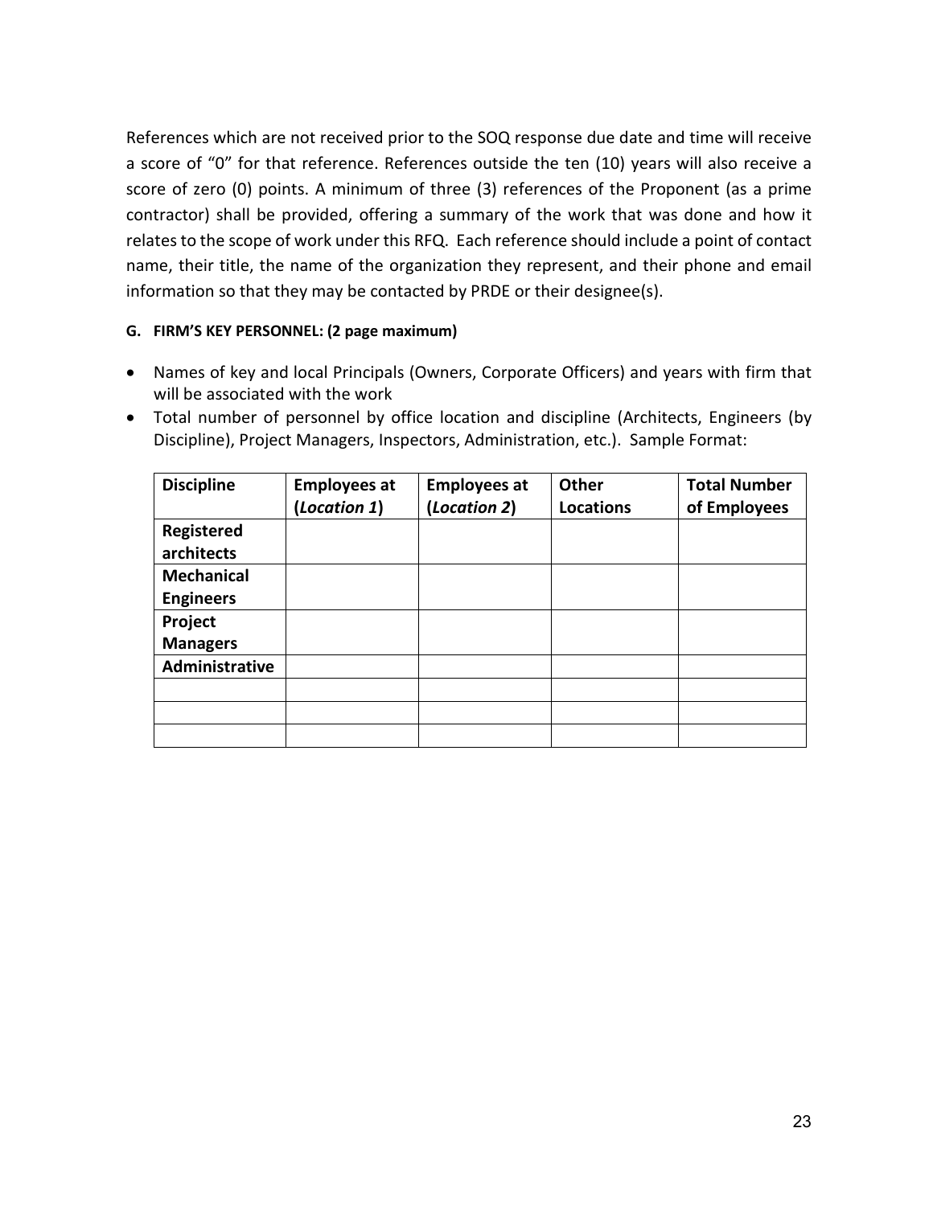References which are not received prior to the SOQ response due date and time will receive a score of "0" for that reference. References outside the ten (10) years will also receive a score of zero (0) points. A minimum of three (3) references of the Proponent (as a prime contractor) shall be provided, offering a summary of the work that was done and how it relates to the scope of work under this RFQ. Each reference should include a point of contact name, their title, the name of the organization they represent, and their phone and email information so that they may be contacted by PRDE or their designee(s).

**G. FIRM'S KEY PERSONNEL: (2 page maximum)**

- Names of key and local Principals (Owners, Corporate Officers) and years with firm that will be associated with the work
- Total number of personnel by office location and discipline (Architects, Engineers (by Discipline), Project Managers, Inspectors, Administration, etc.). Sample Format:

| **Discipline** | **Employees at (*Location 1*)** | **Employees at (*Location 2*)** | **Other Locations** | **Total Number of Employees** |
|---|---|---|---|---|
| **Registered architects** | | | | |
| **Mechanical Engineers** | | | | |
| **Project Managers** | | | | |
| **Administrative** | | | | |
| | | | | |
| | | | | |
| | | | | |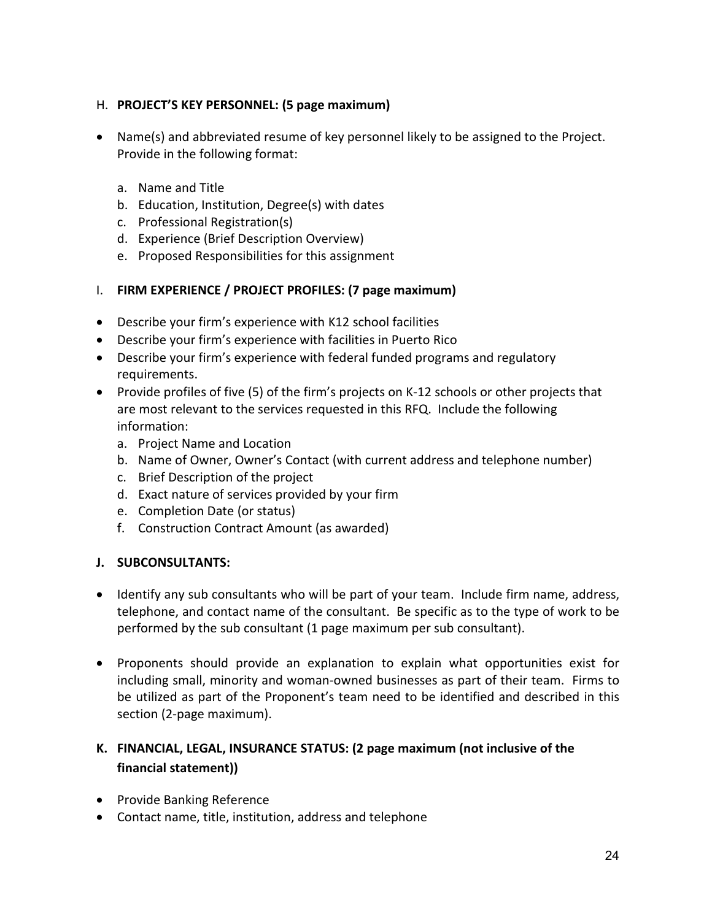### H. **PROJECT'S KEY PERSONNEL: (5 page maximum)**

- Name(s) and abbreviated resume of key personnel likely to be assigned to the Project. Provide in the following format:

   a. Name and Title
   b. Education, Institution, Degree(s) with dates
   c. Professional Registration(s)
   d. Experience (Brief Description Overview)
   e. Proposed Responsibilities for this assignment

### I. **FIRM EXPERIENCE / PROJECT PROFILES: (7 page maximum)**

- Describe your firm's experience with K12 school facilities
- Describe your firm's experience with facilities in Puerto Rico
- Describe your firm's experience with federal funded programs and regulatory requirements.
- Provide profiles of five (5) of the firm's projects on K-12 schools or other projects that are most relevant to the services requested in this RFQ. Include the following information:
   a. Project Name and Location
   b. Name of Owner, Owner's Contact (with current address and telephone number)
   c. Brief Description of the project
   d. Exact nature of services provided by your firm
   e. Completion Date (or status)
   f. Construction Contract Amount (as awarded)

### **J. SUBCONSULTANTS:**

- Identify any sub consultants who will be part of your team. Include firm name, address, telephone, and contact name of the consultant. Be specific as to the type of work to be performed by the sub consultant (1 page maximum per sub consultant).

- Proponents should provide an explanation to explain what opportunities exist for including small, minority and woman-owned businesses as part of their team. Firms to be utilized as part of the Proponent's team need to be identified and described in this section (2-page maximum).

### **K. FINANCIAL, LEGAL, INSURANCE STATUS: (2 page maximum (not inclusive of the financial statement))**

- Provide Banking Reference
- Contact name, title, institution, address and telephone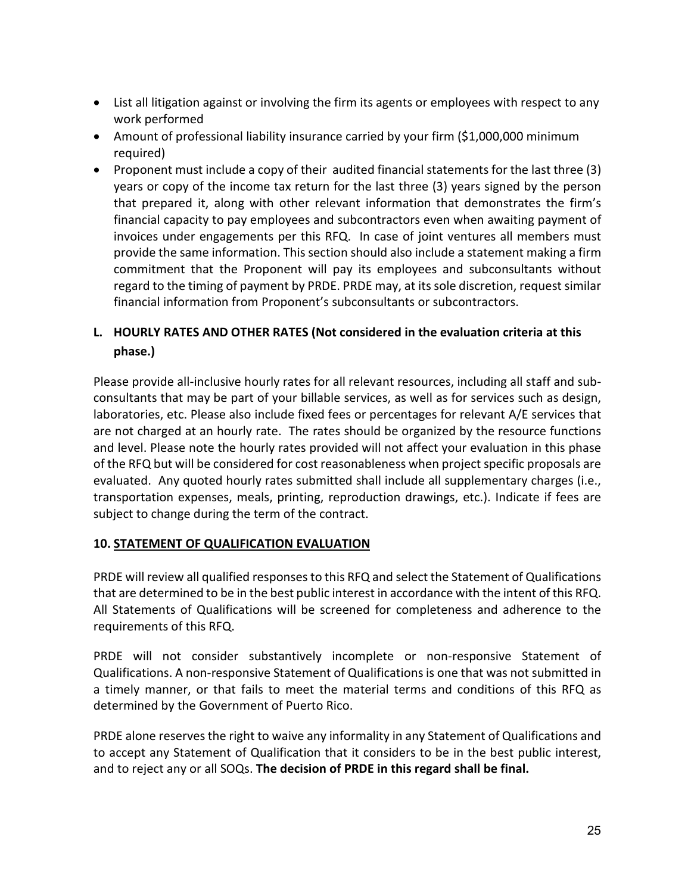- List all litigation against or involving the firm its agents or employees with respect to any work performed
- Amount of professional liability insurance carried by your firm ($1,000,000 minimum required)
- Proponent must include a copy of their audited financial statements for the last three (3) years or copy of the income tax return for the last three (3) years signed by the person that prepared it, along with other relevant information that demonstrates the firm's financial capacity to pay employees and subcontractors even when awaiting payment of invoices under engagements per this RFQ. In case of joint ventures all members must provide the same information. This section should also include a statement making a firm commitment that the Proponent will pay its employees and subconsultants without regard to the timing of payment by PRDE. PRDE may, at its sole discretion, request similar financial information from Proponent's subconsultants or subcontractors.

### L. HOURLY RATES AND OTHER RATES (Not considered in the evaluation criteria at this phase.)

Please provide all-inclusive hourly rates for all relevant resources, including all staff and sub-consultants that may be part of your billable services, as well as for services such as design, laboratories, etc. Please also include fixed fees or percentages for relevant A/E services that are not charged at an hourly rate. The rates should be organized by the resource functions and level. Please note the hourly rates provided will not affect your evaluation in this phase of the RFQ but will be considered for cost reasonableness when project specific proposals are evaluated. Any quoted hourly rates submitted shall include all supplementary charges (i.e., transportation expenses, meals, printing, reproduction drawings, etc.). Indicate if fees are subject to change during the term of the contract.

## 10. STATEMENT OF QUALIFICATION EVALUATION

PRDE will review all qualified responses to this RFQ and select the Statement of Qualifications that are determined to be in the best public interest in accordance with the intent of this RFQ. All Statements of Qualifications will be screened for completeness and adherence to the requirements of this RFQ.

PRDE will not consider substantively incomplete or non-responsive Statement of Qualifications. A non-responsive Statement of Qualifications is one that was not submitted in a timely manner, or that fails to meet the material terms and conditions of this RFQ as determined by the Government of Puerto Rico.

PRDE alone reserves the right to waive any informality in any Statement of Qualifications and to accept any Statement of Qualification that it considers to be in the best public interest, and to reject any or all SOQs. **The decision of PRDE in this regard shall be final.**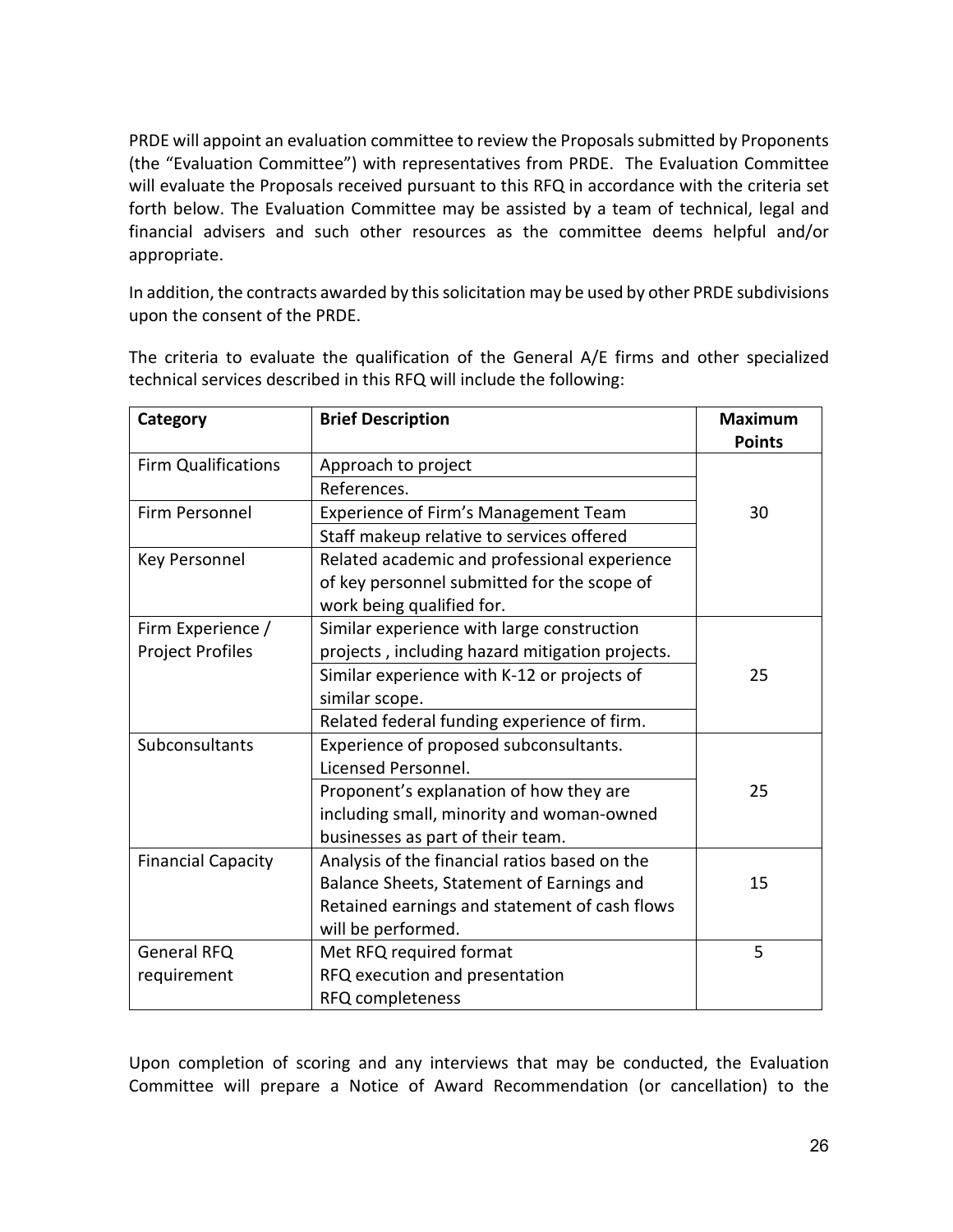PRDE will appoint an evaluation committee to review the Proposals submitted by Proponents (the "Evaluation Committee") with representatives from PRDE. The Evaluation Committee will evaluate the Proposals received pursuant to this RFQ in accordance with the criteria set forth below. The Evaluation Committee may be assisted by a team of technical, legal and financial advisers and such other resources as the committee deems helpful and/or appropriate.

In addition, the contracts awarded by this solicitation may be used by other PRDE subdivisions upon the consent of the PRDE.

The criteria to evaluate the qualification of the General A/E firms and other specialized technical services described in this RFQ will include the following:

| Category | Brief Description | Maximum Points |
|---|---|---|
| Firm Qualifications | Approach to project | 30 |
| | References. | |
| Firm Personnel | Experience of Firm's Management Team | |
| | Staff makeup relative to services offered | |
| Key Personnel | Related academic and professional experience of key personnel submitted for the scope of work being qualified for. | |
| Firm Experience / Project Profiles | Similar experience with large construction projects , including hazard mitigation projects. | 25 |
| | Similar experience with K-12 or projects of similar scope. | |
| | Related federal funding experience of firm. | |
| Subconsultants | Experience of proposed subconsultants. Licensed Personnel. | 25 |
| | Proponent's explanation of how they are including small, minority and woman-owned businesses as part of their team. | |
| Financial Capacity | Analysis of the financial ratios based on the Balance Sheets, Statement of Earnings and Retained earnings and statement of cash flows will be performed. | 15 |
| General RFQ requirement | Met RFQ required format<br>RFQ execution and presentation<br>RFQ completeness | 5 |

Upon completion of scoring and any interviews that may be conducted, the Evaluation Committee will prepare a Notice of Award Recommendation (or cancellation) to the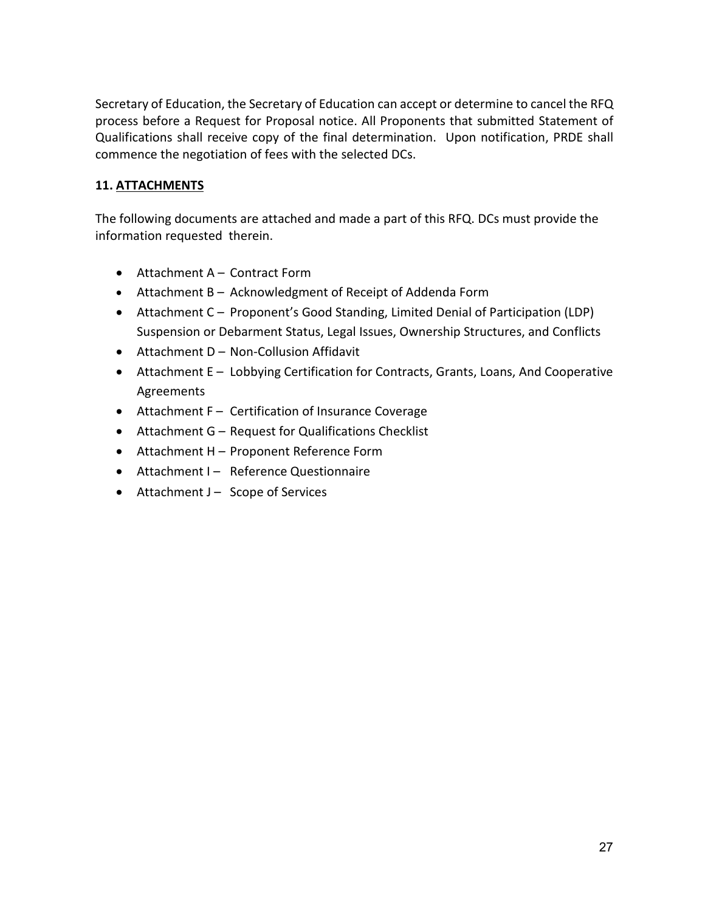Secretary of Education, the Secretary of Education can accept or determine to cancel the RFQ process before a Request for Proposal notice. All Proponents that submitted Statement of Qualifications shall receive copy of the final determination. Upon notification, PRDE shall commence the negotiation of fees with the selected DCs.

## 11. ATTACHMENTS

The following documents are attached and made a part of this RFQ. DCs must provide the information requested therein.

- Attachment A – Contract Form
- Attachment B – Acknowledgment of Receipt of Addenda Form
- Attachment C – Proponent's Good Standing, Limited Denial of Participation (LDP) Suspension or Debarment Status, Legal Issues, Ownership Structures, and Conflicts
- Attachment D – Non-Collusion Affidavit
- Attachment E – Lobbying Certification for Contracts, Grants, Loans, And Cooperative Agreements
- Attachment F – Certification of Insurance Coverage
- Attachment G – Request for Qualifications Checklist
- Attachment H – Proponent Reference Form
- Attachment I – Reference Questionnaire
- Attachment J – Scope of Services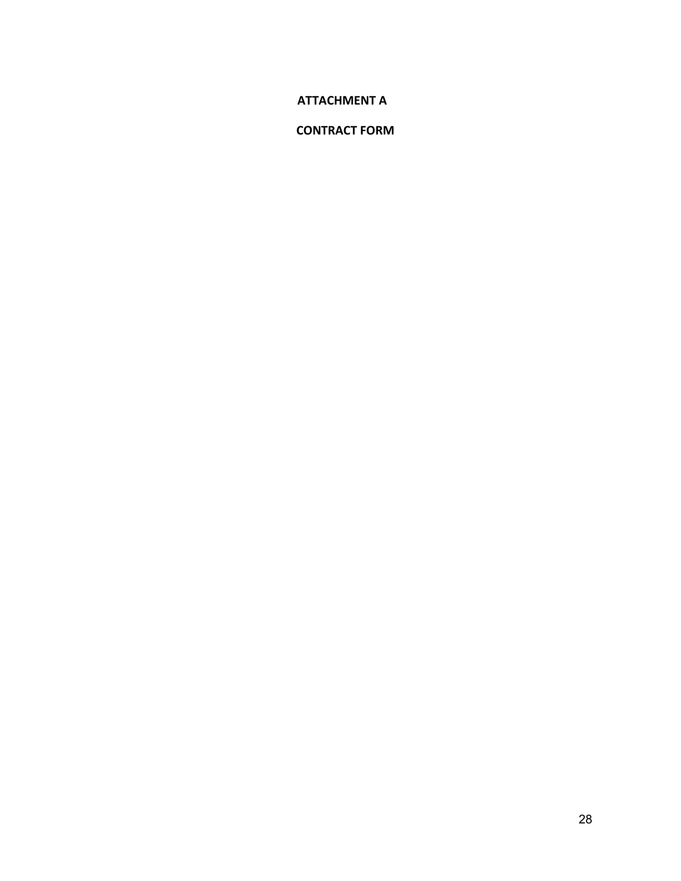# ATTACHMENT A

## CONTRACT FORM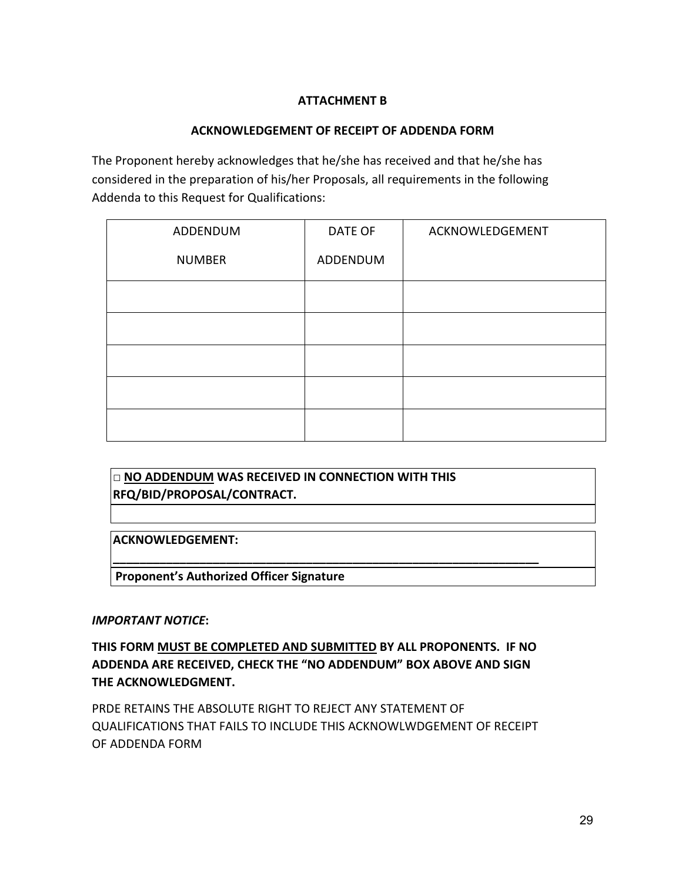**ATTACHMENT B**

**ACKNOWLEDGEMENT OF RECEIPT OF ADDENDA FORM**

The Proponent hereby acknowledges that he/she has received and that he/she has considered in the preparation of his/her Proposals, all requirements in the following Addenda to this Request for Qualifications:

| ADDENDUM NUMBER | DATE OF ADDENDUM | ACKNOWLEDGEMENT |
|---|---|---|
| | | |
| | | |
| | | |
| | | |
| | | |

□ **<u>NO ADDENDUM</u> WAS RECEIVED IN CONNECTION WITH THIS RFQ/BID/PROPOSAL/CONTRACT.**

**ACKNOWLEDGEMENT:**

**_______________________________________________________________**

**Proponent's Authorized Officer Signature**

***IMPORTANT NOTICE*:**

**THIS FORM <u>MUST BE COMPLETED AND SUBMITTED</u> BY ALL PROPONENTS. IF NO ADDENDA ARE RECEIVED, CHECK THE "NO ADDENDUM" BOX ABOVE AND SIGN THE ACKNOWLEDGMENT.**

PRDE RETAINS THE ABSOLUTE RIGHT TO REJECT ANY STATEMENT OF QUALIFICATIONS THAT FAILS TO INCLUDE THIS ACKNOWLWDGEMENT OF RECEIPT OF ADDENDA FORM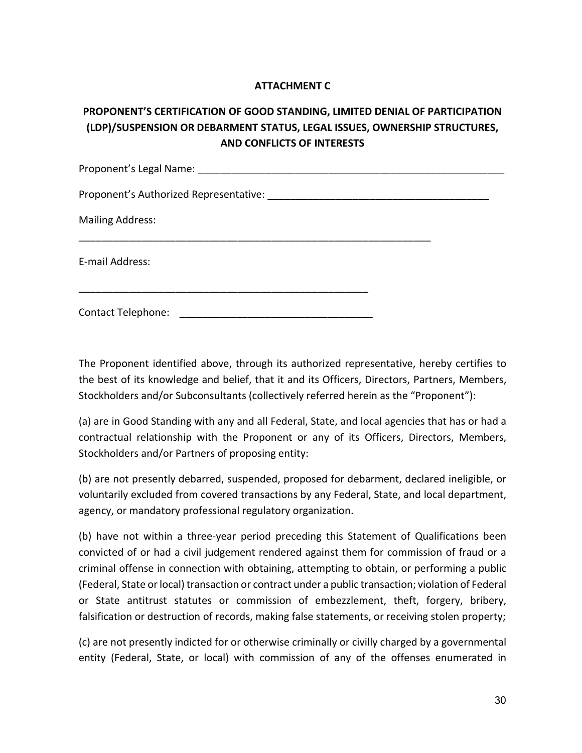**ATTACHMENT C**

**PROPONENT'S CERTIFICATION OF GOOD STANDING, LIMITED DENIAL OF PARTICIPATION (LDP)/SUSPENSION OR DEBARMENT STATUS, LEGAL ISSUES, OWNERSHIP STRUCTURES, AND CONFLICTS OF INTERESTS**

Proponent's Legal Name: _______________________________________________________

Proponent's Authorized Representative: ________________________________________

Mailing Address:

_________________________________________________________________

E-mail Address:

_____________________________________________________

Contact Telephone: __________________________________

The Proponent identified above, through its authorized representative, hereby certifies to the best of its knowledge and belief, that it and its Officers, Directors, Partners, Members, Stockholders and/or Subconsultants (collectively referred herein as the "Proponent"):

(a) are in Good Standing with any and all Federal, State, and local agencies that has or had a contractual relationship with the Proponent or any of its Officers, Directors, Members, Stockholders and/or Partners of proposing entity:

(b) are not presently debarred, suspended, proposed for debarment, declared ineligible, or voluntarily excluded from covered transactions by any Federal, State, and local department, agency, or mandatory professional regulatory organization.

(b) have not within a three-year period preceding this Statement of Qualifications been convicted of or had a civil judgement rendered against them for commission of fraud or a criminal offense in connection with obtaining, attempting to obtain, or performing a public (Federal, State or local) transaction or contract under a public transaction; violation of Federal or State antitrust statutes or commission of embezzlement, theft, forgery, bribery, falsification or destruction of records, making false statements, or receiving stolen property;

(c) are not presently indicted for or otherwise criminally or civilly charged by a governmental entity (Federal, State, or local) with commission of any of the offenses enumerated in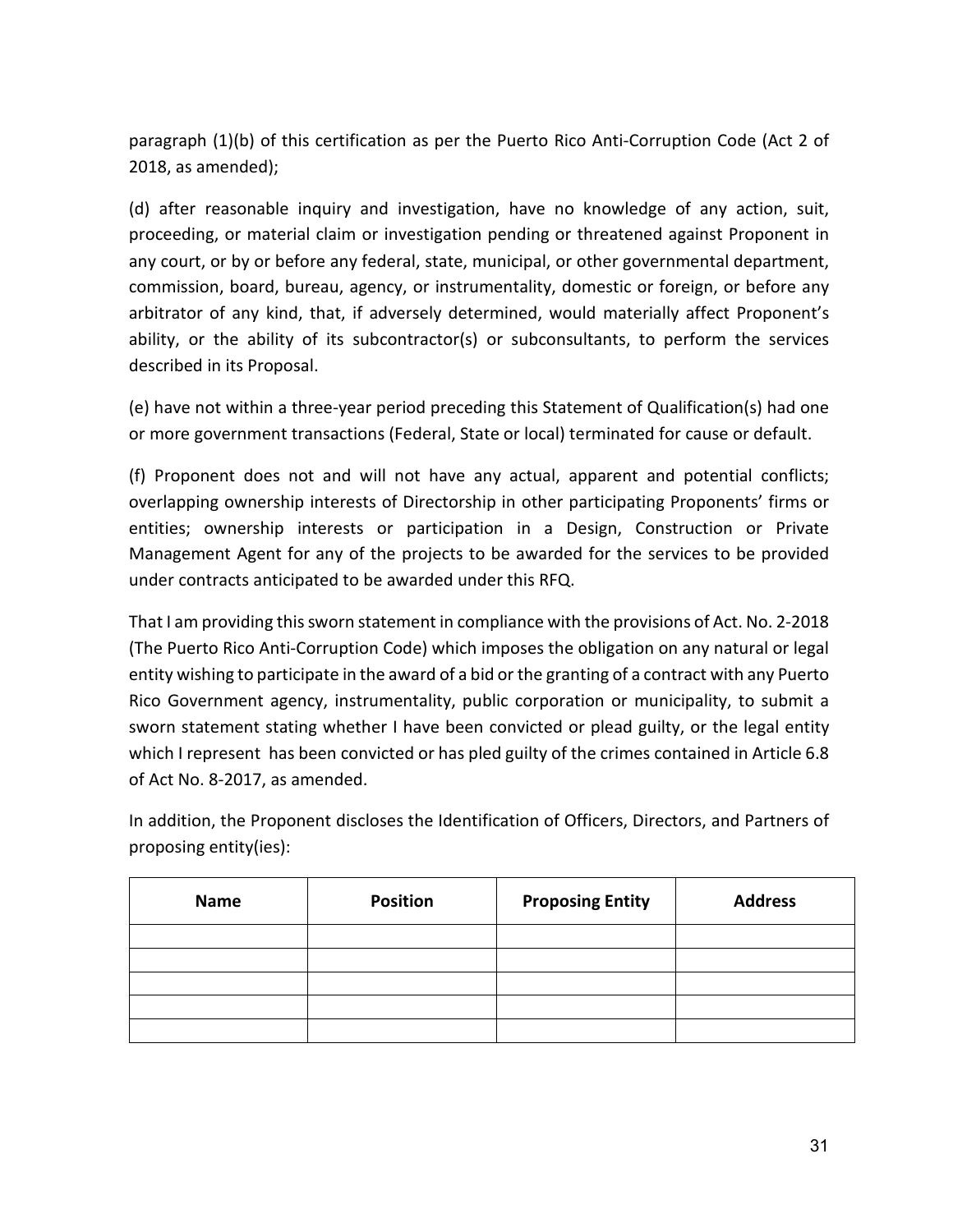paragraph (1)(b) of this certification as per the Puerto Rico Anti-Corruption Code (Act 2 of 2018, as amended);

(d) after reasonable inquiry and investigation, have no knowledge of any action, suit, proceeding, or material claim or investigation pending or threatened against Proponent in any court, or by or before any federal, state, municipal, or other governmental department, commission, board, bureau, agency, or instrumentality, domestic or foreign, or before any arbitrator of any kind, that, if adversely determined, would materially affect Proponent's ability, or the ability of its subcontractor(s) or subconsultants, to perform the services described in its Proposal.

(e) have not within a three-year period preceding this Statement of Qualification(s) had one or more government transactions (Federal, State or local) terminated for cause or default.

(f) Proponent does not and will not have any actual, apparent and potential conflicts; overlapping ownership interests of Directorship in other participating Proponents' firms or entities; ownership interests or participation in a Design, Construction or Private Management Agent for any of the projects to be awarded for the services to be provided under contracts anticipated to be awarded under this RFQ.

That I am providing this sworn statement in compliance with the provisions of Act. No. 2-2018 (The Puerto Rico Anti-Corruption Code) which imposes the obligation on any natural or legal entity wishing to participate in the award of a bid or the granting of a contract with any Puerto Rico Government agency, instrumentality, public corporation or municipality, to submit a sworn statement stating whether I have been convicted or plead guilty, or the legal entity which I represent has been convicted or has pled guilty of the crimes contained in Article 6.8 of Act No. 8-2017, as amended.

In addition, the Proponent discloses the Identification of Officers, Directors, and Partners of proposing entity(ies):

| Name | Position | Proposing Entity | Address |
|---|---|---|---|
| | | | |
| | | | |
| | | | |
| | | | |
| | | | |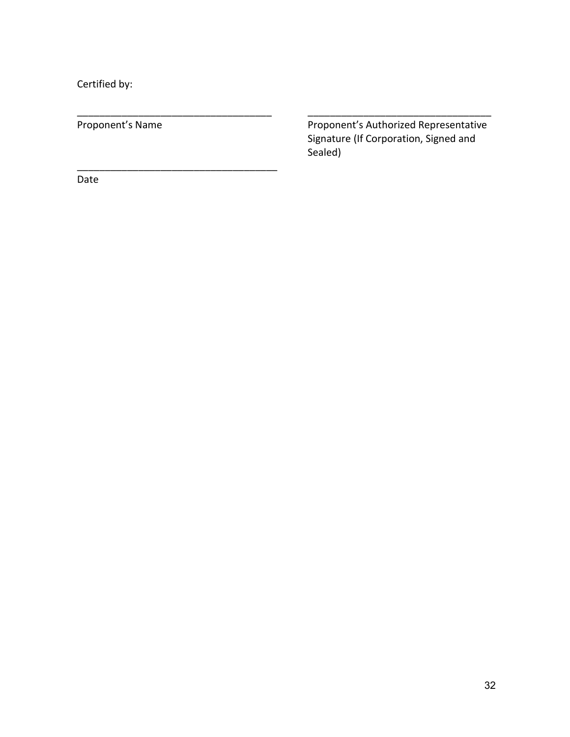Certified by:

___________________________________ ___________________________________

Proponent's Name

Proponent's Authorized Representative Signature (If Corporation, Signed and Sealed)

___________________________________

Date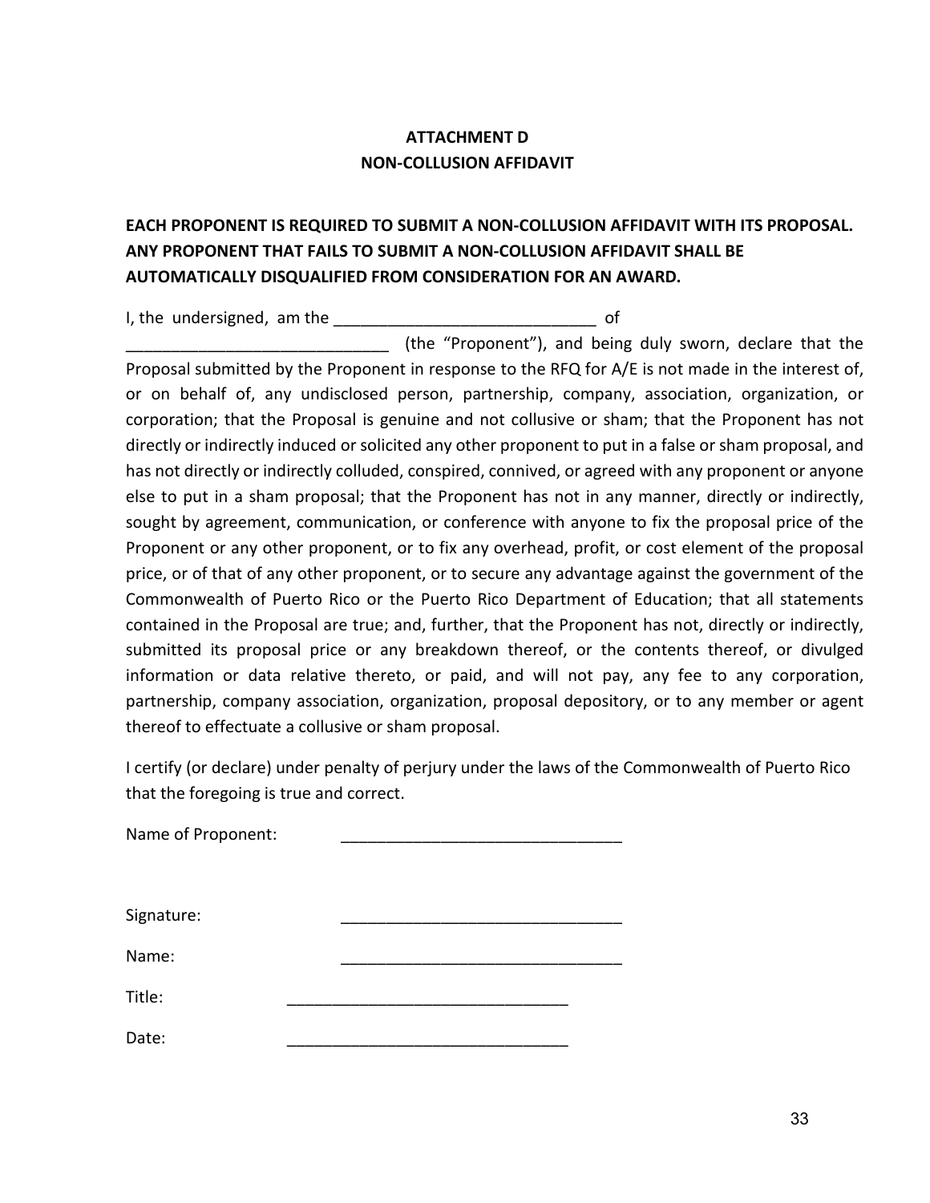**ATTACHMENT D**
**NON-COLLUSION AFFIDAVIT**

**EACH PROPONENT IS REQUIRED TO SUBMIT A NON-COLLUSION AFFIDAVIT WITH ITS PROPOSAL. ANY PROPONENT THAT FAILS TO SUBMIT A NON-COLLUSION AFFIDAVIT SHALL BE AUTOMATICALLY DISQUALIFIED FROM CONSIDERATION FOR AN AWARD.**

I, the undersigned, am the _____________________________ of _____________________________ (the "Proponent"), and being duly sworn, declare that the Proposal submitted by the Proponent in response to the RFQ for A/E is not made in the interest of, or on behalf of, any undisclosed person, partnership, company, association, organization, or corporation; that the Proposal is genuine and not collusive or sham; that the Proponent has not directly or indirectly induced or solicited any other proponent to put in a false or sham proposal, and has not directly or indirectly colluded, conspired, connived, or agreed with any proponent or anyone else to put in a sham proposal; that the Proponent has not in any manner, directly or indirectly, sought by agreement, communication, or conference with anyone to fix the proposal price of the Proponent or any other proponent, or to fix any overhead, profit, or cost element of the proposal price, or of that of any other proponent, or to secure any advantage against the government of the Commonwealth of Puerto Rico or the Puerto Rico Department of Education; that all statements contained in the Proposal are true; and, further, that the Proponent has not, directly or indirectly, submitted its proposal price or any breakdown thereof, or the contents thereof, or divulged information or data relative thereto, or paid, and will not pay, any fee to any corporation, partnership, company association, organization, proposal depository, or to any member or agent thereof to effectuate a collusive or sham proposal.

I certify (or declare) under penalty of perjury under the laws of the Commonwealth of Puerto Rico that the foregoing is true and correct.

Name of Proponent: _______________________________

Signature: _______________________________

Name: _______________________________

Title: _______________________________

Date: _______________________________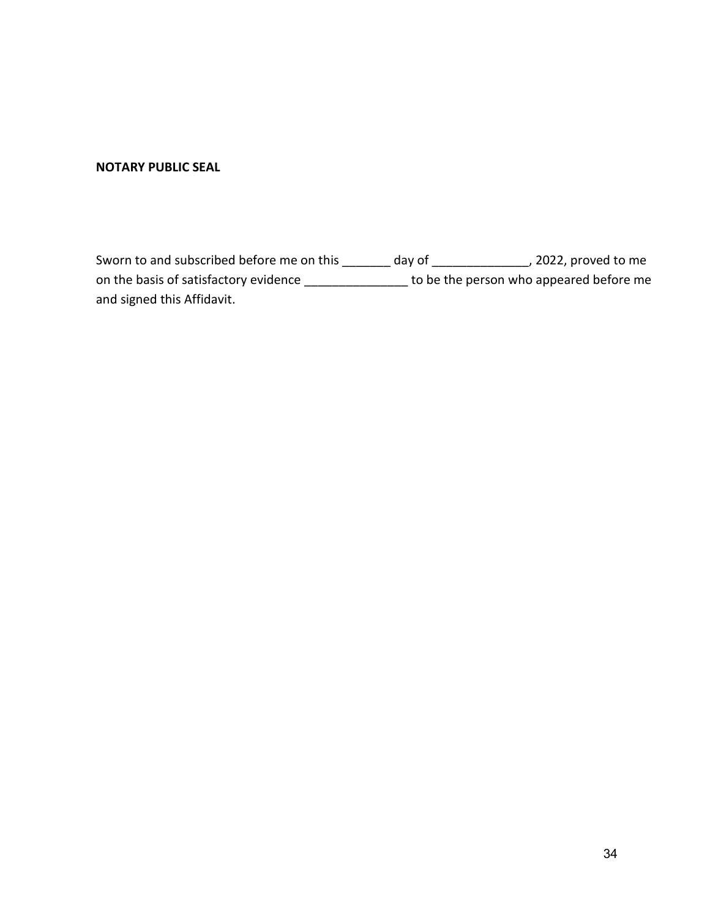**NOTARY PUBLIC SEAL**

Sworn to and subscribed before me on this _______ day of ______________, 2022, proved to me on the basis of satisfactory evidence _______________ to be the person who appeared before me and signed this Affidavit.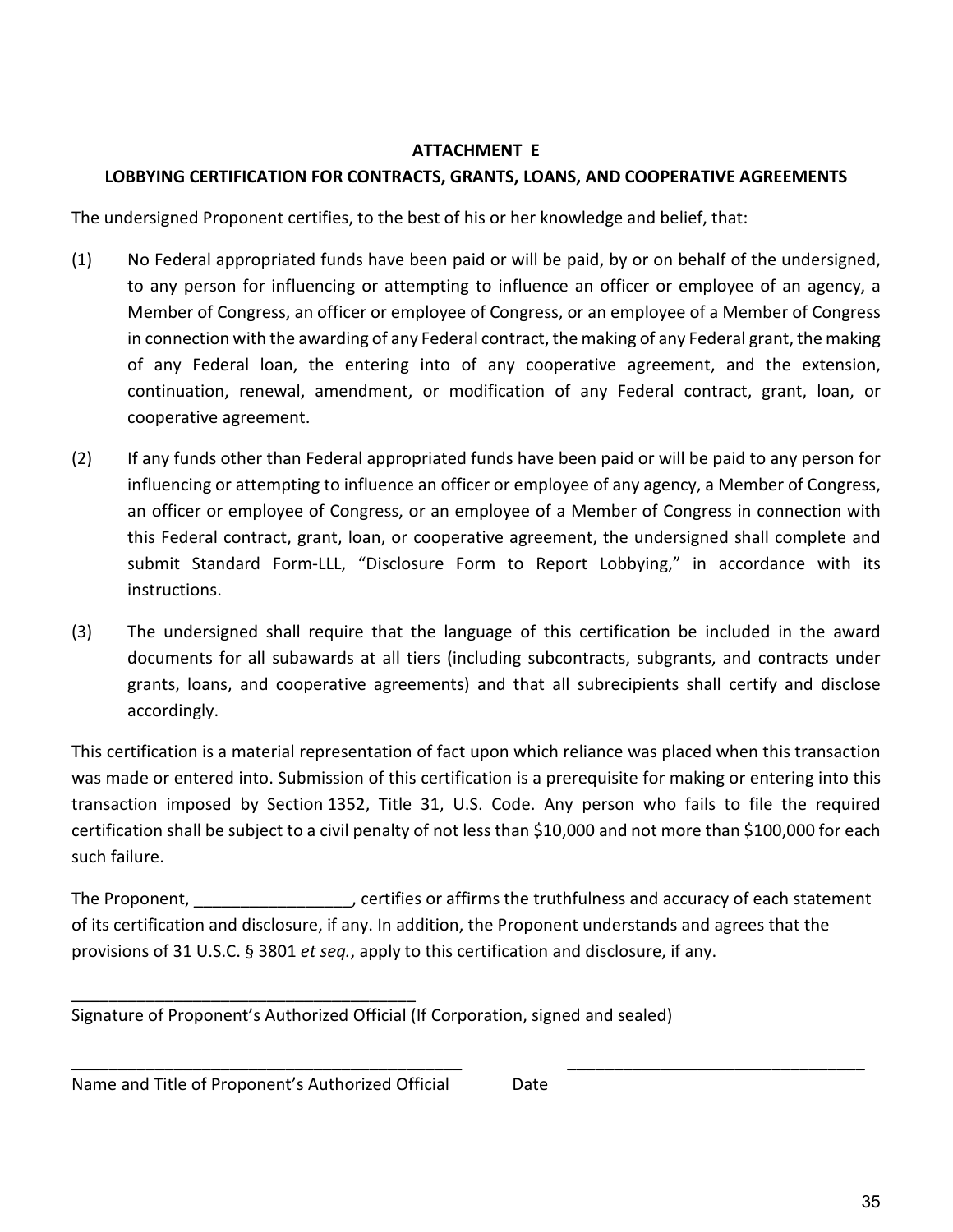**ATTACHMENT E**

**LOBBYING CERTIFICATION FOR CONTRACTS, GRANTS, LOANS, AND COOPERATIVE AGREEMENTS**

The undersigned Proponent certifies, to the best of his or her knowledge and belief, that:

(1) No Federal appropriated funds have been paid or will be paid, by or on behalf of the undersigned, to any person for influencing or attempting to influence an officer or employee of an agency, a Member of Congress, an officer or employee of Congress, or an employee of a Member of Congress in connection with the awarding of any Federal contract, the making of any Federal grant, the making of any Federal loan, the entering into of any cooperative agreement, and the extension, continuation, renewal, amendment, or modification of any Federal contract, grant, loan, or cooperative agreement.

(2) If any funds other than Federal appropriated funds have been paid or will be paid to any person for influencing or attempting to influence an officer or employee of any agency, a Member of Congress, an officer or employee of Congress, or an employee of a Member of Congress in connection with this Federal contract, grant, loan, or cooperative agreement, the undersigned shall complete and submit Standard Form-LLL, "Disclosure Form to Report Lobbying," in accordance with its instructions.

(3) The undersigned shall require that the language of this certification be included in the award documents for all subawards at all tiers (including subcontracts, subgrants, and contracts under grants, loans, and cooperative agreements) and that all subrecipients shall certify and disclose accordingly.

This certification is a material representation of fact upon which reliance was placed when this transaction was made or entered into. Submission of this certification is a prerequisite for making or entering into this transaction imposed by Section 1352, Title 31, U.S. Code. Any person who fails to file the required certification shall be subject to a civil penalty of not less than $10,000 and not more than $100,000 for each such failure.

The Proponent, _________________, certifies or affirms the truthfulness and accuracy of each statement of its certification and disclosure, if any. In addition, the Proponent understands and agrees that the provisions of 31 U.S.C. § 3801 *et seq.*, apply to this certification and disclosure, if any.

______________________________________
Signature of Proponent's Authorized Official (If Corporation, signed and sealed)

___________________________________________ ________________________________
Name and Title of Proponent's Authorized Official Date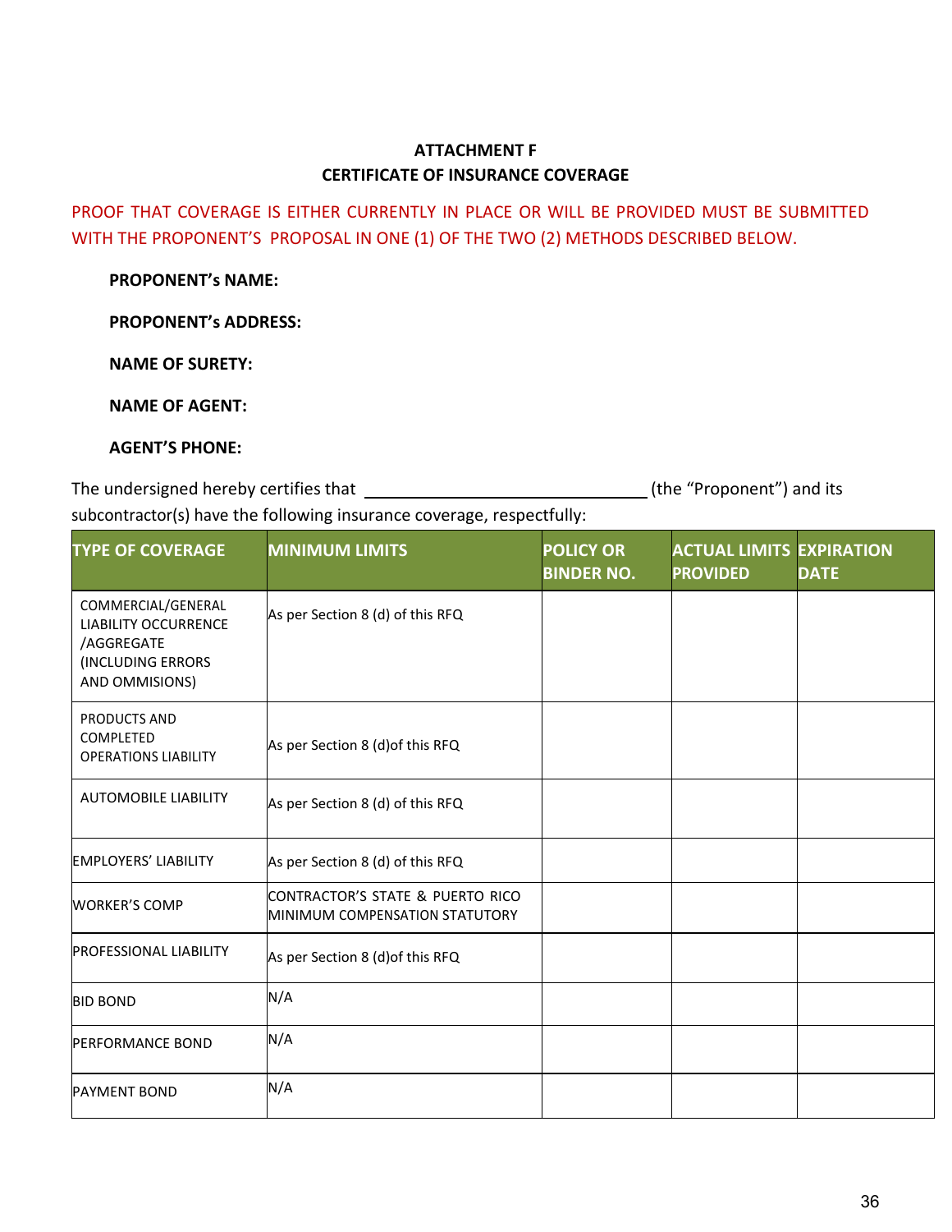## ATTACHMENT F
## CERTIFICATE OF INSURANCE COVERAGE

PROOF THAT COVERAGE IS EITHER CURRENTLY IN PLACE OR WILL BE PROVIDED MUST BE SUBMITTED WITH THE PROPONENT'S PROPOSAL IN ONE (1) OF THE TWO (2) METHODS DESCRIBED BELOW.

**PROPONENT's NAME:**

**PROPONENT's ADDRESS:**

**NAME OF SURETY:**

**NAME OF AGENT:**

**AGENT'S PHONE:**

The undersigned hereby certifies that ______________________________ (the "Proponent") and its subcontractor(s) have the following insurance coverage, respectfully:

| TYPE OF COVERAGE | MINIMUM LIMITS | POLICY OR BINDER NO. | ACTUAL LIMITS PROVIDED | EXPIRATION DATE |
|---|---|---|---|---|
| COMMERCIAL/GENERAL LIABILITY OCCURRENCE /AGGREGATE (INCLUDING ERRORS AND OMMISIONS) | As per Section 8 (d) of this RFQ | | | |
| PRODUCTS AND COMPLETED OPERATIONS LIABILITY | As per Section 8 (d)of this RFQ | | | |
| AUTOMOBILE LIABILITY | As per Section 8 (d) of this RFQ | | | |
| EMPLOYERS' LIABILITY | As per Section 8 (d) of this RFQ | | | |
| WORKER'S COMP | CONTRACTOR'S STATE & PUERTO RICO MINIMUM COMPENSATION STATUTORY | | | |
| PROFESSIONAL LIABILITY | As per Section 8 (d)of this RFQ | | | |
| BID BOND | N/A | | | |
| PERFORMANCE BOND | N/A | | | |
| PAYMENT BOND | N/A | | | |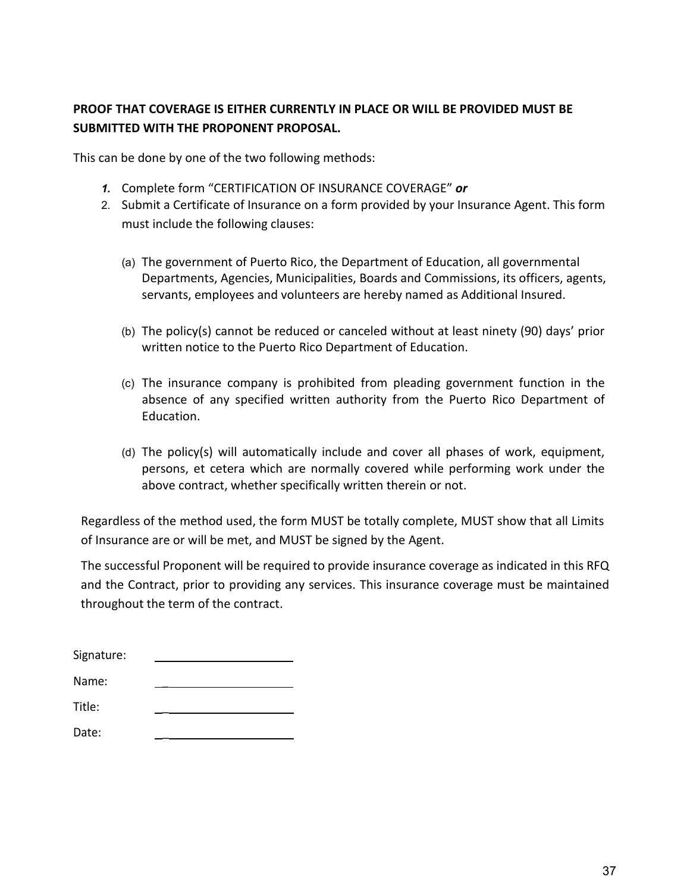**PROOF THAT COVERAGE IS EITHER CURRENTLY IN PLACE OR WILL BE PROVIDED MUST BE SUBMITTED WITH THE PROPONENT PROPOSAL.**

This can be done by one of the two following methods:

1. Complete form "CERTIFICATION OF INSURANCE COVERAGE" ***or***
2. Submit a Certificate of Insurance on a form provided by your Insurance Agent. This form must include the following clauses:

   (a) The government of Puerto Rico, the Department of Education, all governmental Departments, Agencies, Municipalities, Boards and Commissions, its officers, agents, servants, employees and volunteers are hereby named as Additional Insured.

   (b) The policy(s) cannot be reduced or canceled without at least ninety (90) days' prior written notice to the Puerto Rico Department of Education.

   (c) The insurance company is prohibited from pleading government function in the absence of any specified written authority from the Puerto Rico Department of Education.

   (d) The policy(s) will automatically include and cover all phases of work, equipment, persons, et cetera which are normally covered while performing work under the above contract, whether specifically written therein or not.

Regardless of the method used, the form MUST be totally complete, MUST show that all Limits of Insurance are or will be met, and MUST be signed by the Agent.

The successful Proponent will be required to provide insurance coverage as indicated in this RFQ and the Contract, prior to providing any services. This insurance coverage must be maintained throughout the term of the contract.

Signature: ______________________

Name: ______________________

Title: ______________________

Date: ______________________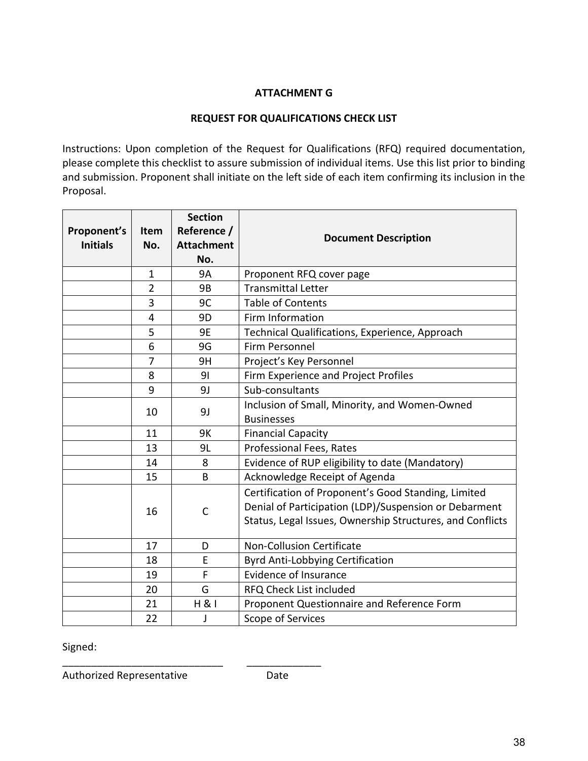**ATTACHMENT G**

**REQUEST FOR QUALIFICATIONS CHECK LIST**

Instructions: Upon completion of the Request for Qualifications (RFQ) required documentation, please complete this checklist to assure submission of individual items. Use this list prior to binding and submission. Proponent shall initiate on the left side of each item confirming its inclusion in the Proposal.

| Proponent's Initials | Item No. | Section Reference / Attachment No. | Document Description |
|---|---|---|---|
| | 1 | 9A | Proponent RFQ cover page |
| | 2 | 9B | Transmittal Letter |
| | 3 | 9C | Table of Contents |
| | 4 | 9D | Firm Information |
| | 5 | 9E | Technical Qualifications, Experience, Approach |
| | 6 | 9G | Firm Personnel |
| | 7 | 9H | Project's Key Personnel |
| | 8 | 9I | Firm Experience and Project Profiles |
| | 9 | 9J | Sub-consultants |
| | 10 | 9J | Inclusion of Small, Minority, and Women-Owned Businesses |
| | 11 | 9K | Financial Capacity |
| | 13 | 9L | Professional Fees, Rates |
| | 14 | 8 | Evidence of RUP eligibility to date (Mandatory) |
| | 15 | B | Acknowledge Receipt of Agenda |
| | 16 | C | Certification of Proponent's Good Standing, Limited Denial of Participation (LDP)/Suspension or Debarment Status, Legal Issues, Ownership Structures, and Conflicts |
| | 17 | D | Non-Collusion Certificate |
| | 18 | E | Byrd Anti-Lobbying Certification |
| | 19 | F | Evidence of Insurance |
| | 20 | G | RFQ Check List included |
| | 21 | H & I | Proponent Questionnaire and Reference Form |
| | 22 | J | Scope of Services |

Signed:

_____________________________ _____________

Authorized Representative Date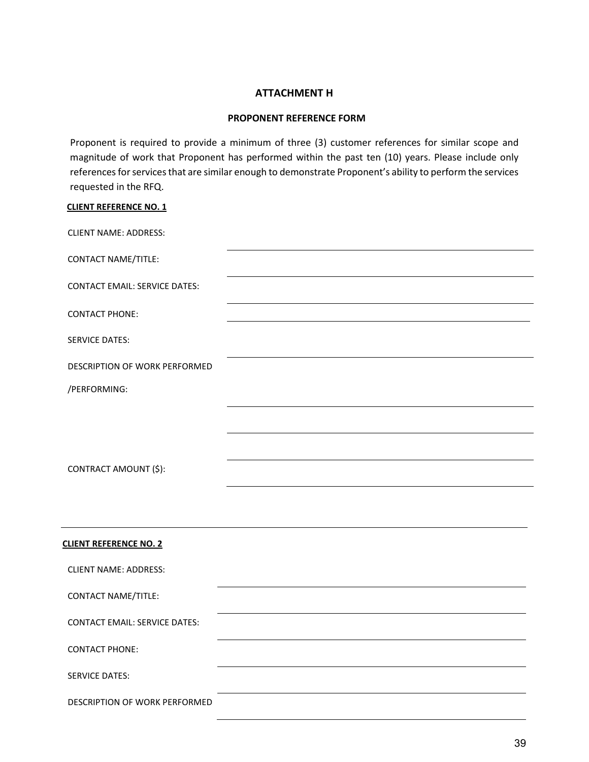### ATTACHMENT H

#### PROPONENT REFERENCE FORM

Proponent is required to provide a minimum of three (3) customer references for similar scope and magnitude of work that Proponent has performed within the past ten (10) years. Please include only references for services that are similar enough to demonstrate Proponent's ability to perform the services requested in the RFQ.

**CLIENT REFERENCE NO. 1**

CLIENT NAME: ADDRESS: ______________________________

CONTACT NAME/TITLE: ______________________________

CONTACT EMAIL: SERVICE DATES: ______________________________

CONTACT PHONE: ______________________________

SERVICE DATES: ______________________________

DESCRIPTION OF WORK PERFORMED /PERFORMING: ______________________________

______________________________

______________________________

CONTRACT AMOUNT ($): ______________________________

---

**CLIENT REFERENCE NO. 2**

CLIENT NAME: ADDRESS: ______________________________

CONTACT NAME/TITLE: ______________________________

CONTACT EMAIL: SERVICE DATES: ______________________________

CONTACT PHONE: ______________________________

SERVICE DATES: ______________________________

DESCRIPTION OF WORK PERFORMED ______________________________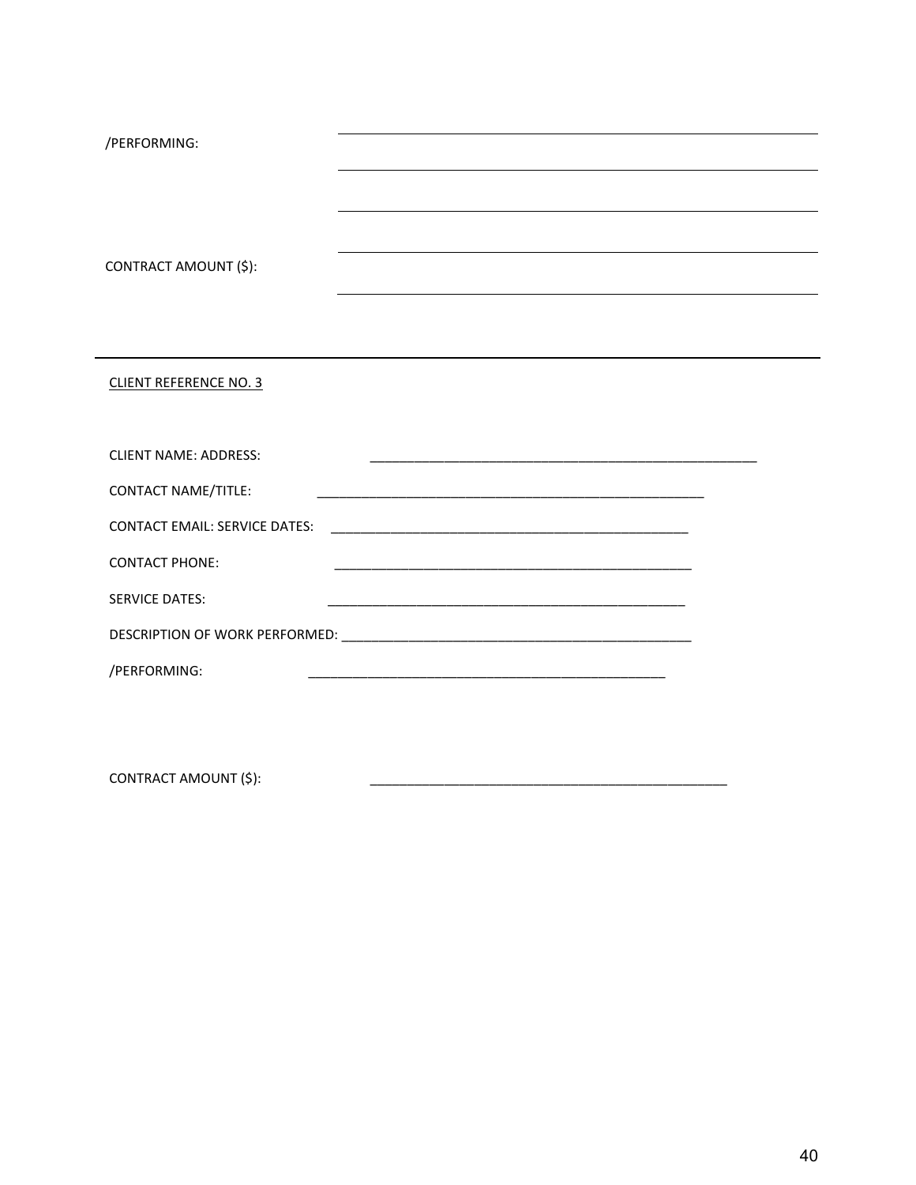/PERFORMING: ____________________________________________

____________________________________________

____________________________________________

CONTRACT AMOUNT ($): ____________________________________________

____________________________________________

---

CLIENT REFERENCE NO. 3

CLIENT NAME: ADDRESS: ____________________________________________

CONTACT NAME/TITLE: ____________________________________________

CONTACT EMAIL: SERVICE DATES: ____________________________________________

CONTACT PHONE: ____________________________________________

SERVICE DATES: ____________________________________________

DESCRIPTION OF WORK PERFORMED: ____________________________________________

/PERFORMING: ____________________________________________

CONTRACT AMOUNT ($): ____________________________________________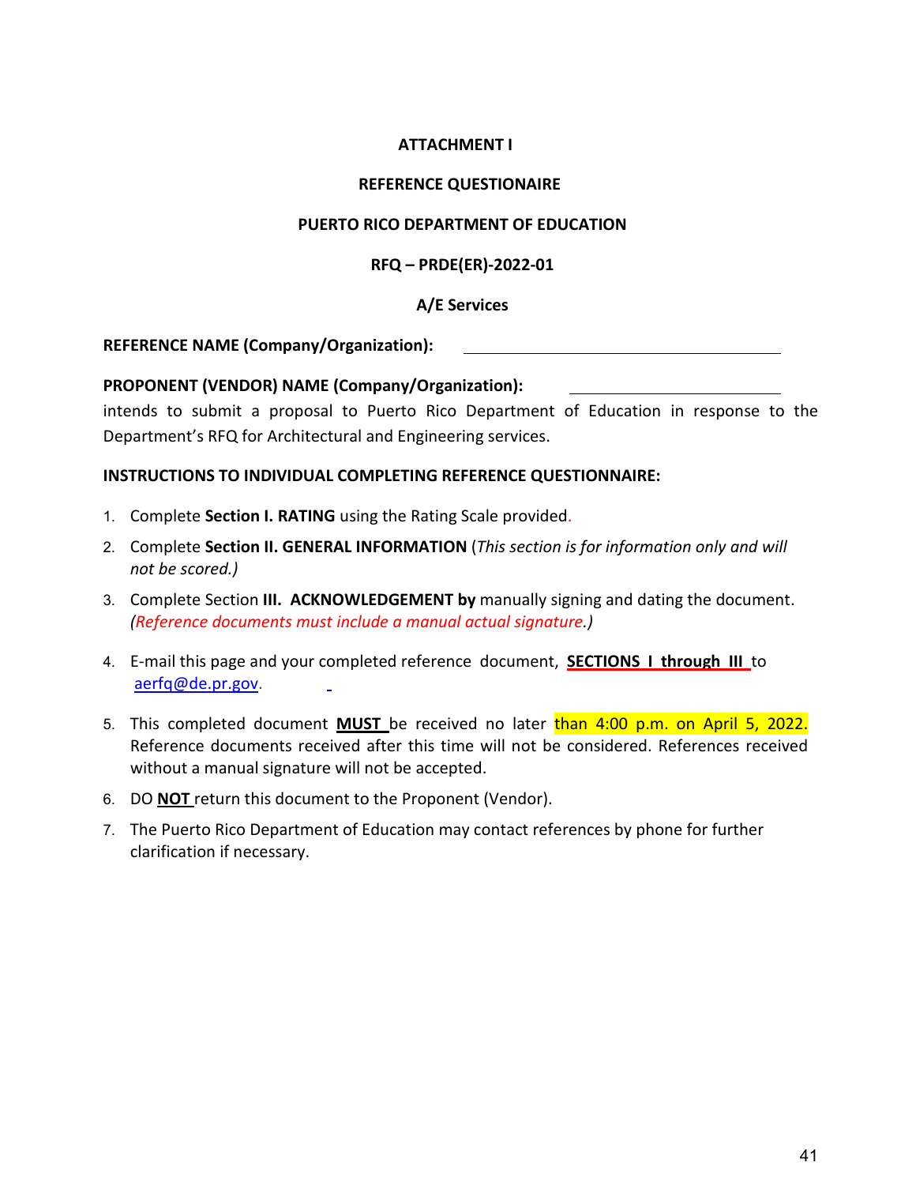**ATTACHMENT I**

**REFERENCE QUESTIONAIRE**

**PUERTO RICO DEPARTMENT OF EDUCATION**

**RFQ – PRDE(ER)-2022-01**

**A/E Services**

**REFERENCE NAME (Company/Organization):** ______________________________

**PROPONENT (VENDOR) NAME (Company/Organization):** ____________________ intends to submit a proposal to Puerto Rico Department of Education in response to the Department's RFQ for Architectural and Engineering services.

**INSTRUCTIONS TO INDIVIDUAL COMPLETING REFERENCE QUESTIONNAIRE:**

1. Complete **Section I. RATING** using the Rating Scale provided.
2. Complete **Section II. GENERAL INFORMATION** (*This section is for information only and will not be scored.)*
3. Complete Section **III. ACKNOWLEDGEMENT by** manually signing and dating the document. *(Reference documents must include a manual actual signature.)*
4. E-mail this page and your completed reference document, **SECTIONS I through III** to aerfq@de.pr.gov.
5. This completed document **MUST** be received no later than 4:00 p.m. on April 5, 2022. Reference documents received after this time will not be considered. References received without a manual signature will not be accepted.
6. DO **NOT** return this document to the Proponent (Vendor).
7. The Puerto Rico Department of Education may contact references by phone for further clarification if necessary.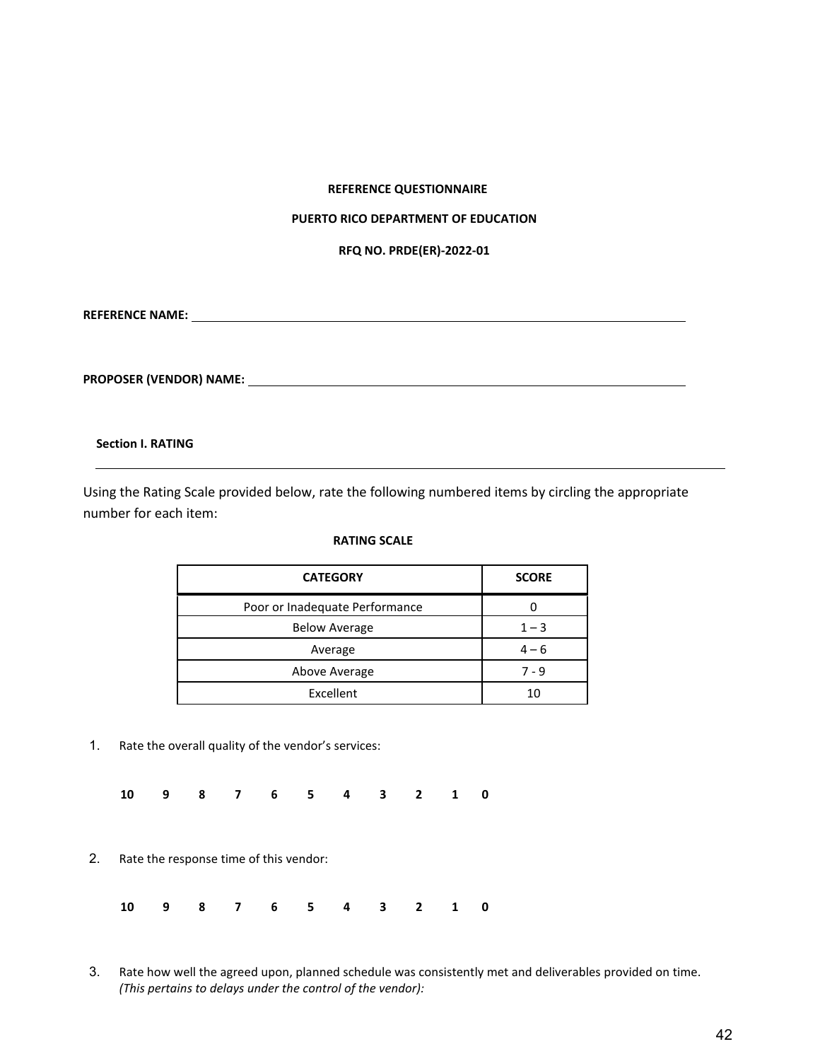**REFERENCE QUESTIONNAIRE**

**PUERTO RICO DEPARTMENT OF EDUCATION**

**RFQ NO. PRDE(ER)-2022-01**

**REFERENCE NAME:** ____________________________________________

**PROPOSER (VENDOR) NAME:** ____________________________________________

**Section I. RATING**

---

Using the Rating Scale provided below, rate the following numbered items by circling the appropriate number for each item:

**RATING SCALE**

| CATEGORY | SCORE |
|---|---|
| Poor or Inadequate Performance | 0 |
| Below Average | 1 – 3 |
| Average | 4 – 6 |
| Above Average | 7 - 9 |
| Excellent | 10 |

1. Rate the overall quality of the vendor's services:

   **10 9 8 7 6 5 4 3 2 1 0**

2. Rate the response time of this vendor:

   **10 9 8 7 6 5 4 3 2 1 0**

3. Rate how well the agreed upon, planned schedule was consistently met and deliverables provided on time. *(This pertains to delays under the control of the vendor):*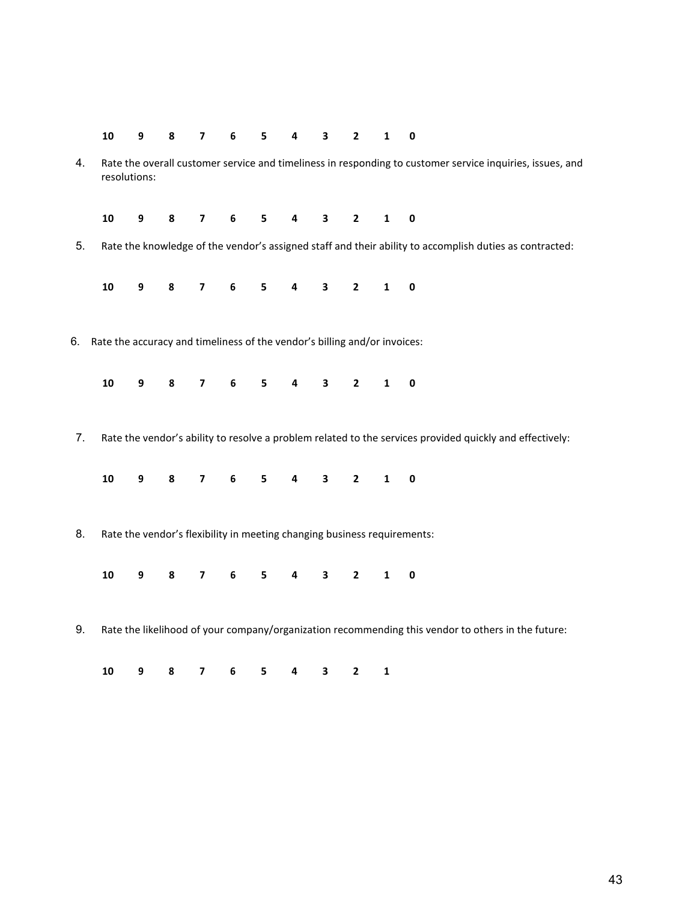**10 9 8 7 6 5 4 3 2 1 0**

4. Rate the overall customer service and timeliness in responding to customer service inquiries, issues, and resolutions:

   **10 9 8 7 6 5 4 3 2 1 0**

5. Rate the knowledge of the vendor's assigned staff and their ability to accomplish duties as contracted:

   **10 9 8 7 6 5 4 3 2 1 0**

6. Rate the accuracy and timeliness of the vendor's billing and/or invoices:

   **10 9 8 7 6 5 4 3 2 1 0**

7. Rate the vendor's ability to resolve a problem related to the services provided quickly and effectively:

   **10 9 8 7 6 5 4 3 2 1 0**

8. Rate the vendor's flexibility in meeting changing business requirements:

   **10 9 8 7 6 5 4 3 2 1 0**

9. Rate the likelihood of your company/organization recommending this vendor to others in the future:

   **10 9 8 7 6 5 4 3 2 1**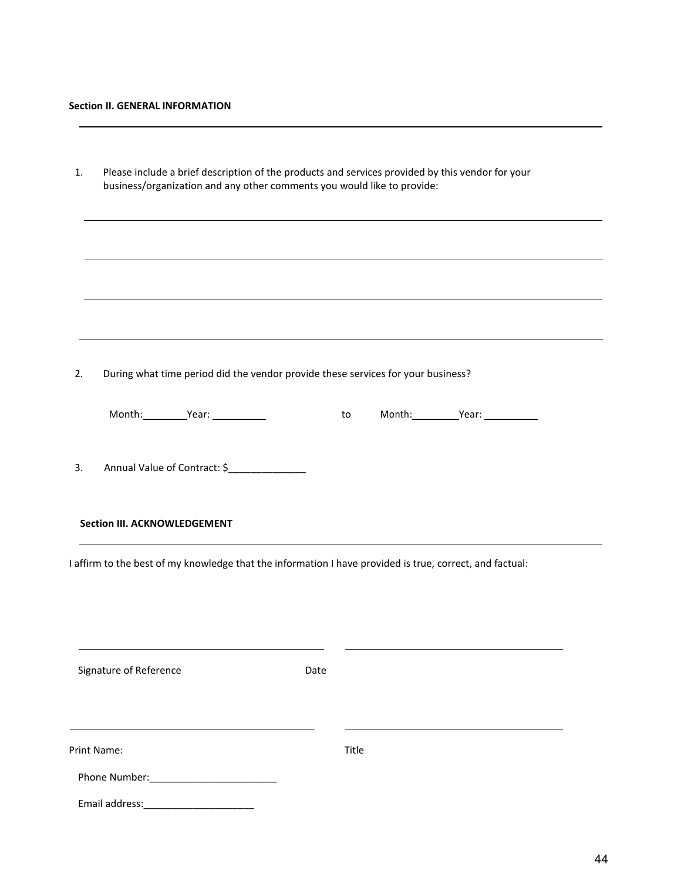**Section II. GENERAL INFORMATION**

---

1. Please include a brief description of the products and services provided by this vendor for your business/organization and any other comments you would like to provide:

______________________________________________________________________________

______________________________________________________________________________

______________________________________________________________________________

______________________________________________________________________________

2. During what time period did the vendor provide these services for your business?

   Month:________Year: __________ to Month:________Year: __________

3. Annual Value of Contract: $______________

**Section III. ACKNOWLEDGEMENT**

---

I affirm to the best of my knowledge that the information I have provided is true, correct, and factual:

______________________________ ______________________________

Signature of Reference Date

______________________________ ______________________________

Print Name: Title

Phone Number:________________________

Email address:_____________________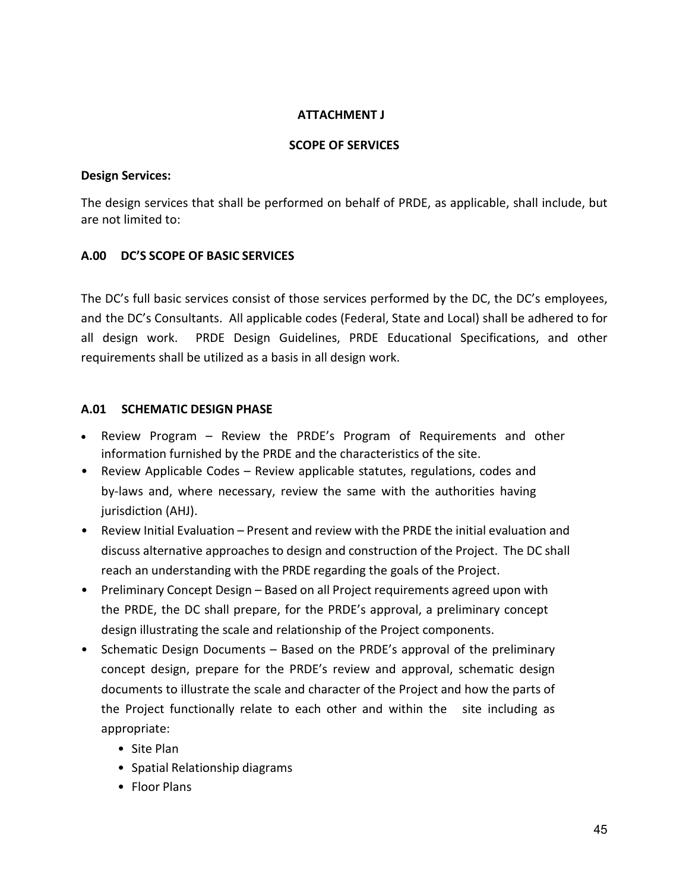**ATTACHMENT J**

**SCOPE OF SERVICES**

**Design Services:**

The design services that shall be performed on behalf of PRDE, as applicable, shall include, but are not limited to:

**A.00 DC'S SCOPE OF BASIC SERVICES**

The DC's full basic services consist of those services performed by the DC, the DC's employees, and the DC's Consultants. All applicable codes (Federal, State and Local) shall be adhered to for all design work. PRDE Design Guidelines, PRDE Educational Specifications, and other requirements shall be utilized as a basis in all design work.

**A.01 SCHEMATIC DESIGN PHASE**

- Review Program – Review the PRDE's Program of Requirements and other information furnished by the PRDE and the characteristics of the site.
- Review Applicable Codes – Review applicable statutes, regulations, codes and by-laws and, where necessary, review the same with the authorities having jurisdiction (AHJ).
- Review Initial Evaluation – Present and review with the PRDE the initial evaluation and discuss alternative approaches to design and construction of the Project. The DC shall reach an understanding with the PRDE regarding the goals of the Project.
- Preliminary Concept Design – Based on all Project requirements agreed upon with the PRDE, the DC shall prepare, for the PRDE's approval, a preliminary concept design illustrating the scale and relationship of the Project components.
- Schematic Design Documents – Based on the PRDE's approval of the preliminary concept design, prepare for the PRDE's review and approval, schematic design documents to illustrate the scale and character of the Project and how the parts of the Project functionally relate to each other and within the site including as appropriate:
  - Site Plan
  - Spatial Relationship diagrams
  - Floor Plans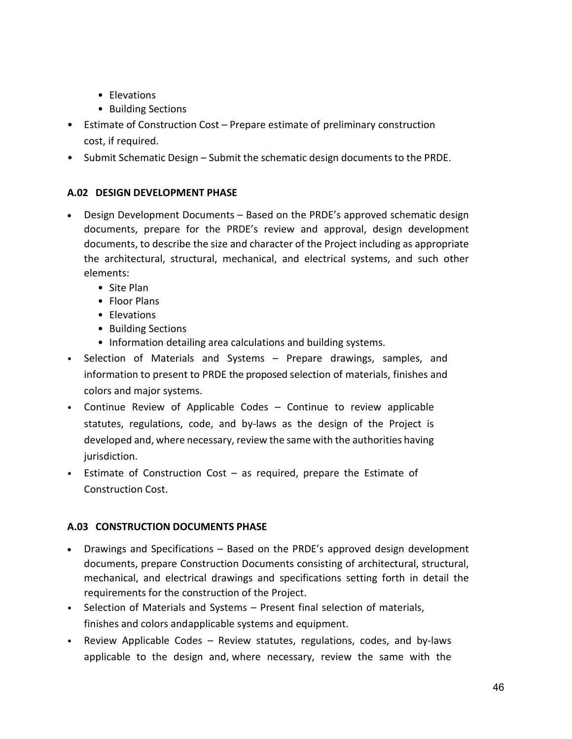- Elevations
  - Building Sections
- Estimate of Construction Cost – Prepare estimate of preliminary construction cost, if required.
- Submit Schematic Design – Submit the schematic design documents to the PRDE.

**A.02 DESIGN DEVELOPMENT PHASE**

- Design Development Documents – Based on the PRDE's approved schematic design documents, prepare for the PRDE's review and approval, design development documents, to describe the size and character of the Project including as appropriate the architectural, structural, mechanical, and electrical systems, and such other elements:
  - Site Plan
  - Floor Plans
  - Elevations
  - Building Sections
  - Information detailing area calculations and building systems.
- Selection of Materials and Systems – Prepare drawings, samples, and information to present to PRDE the proposed selection of materials, finishes and colors and major systems.
- Continue Review of Applicable Codes – Continue to review applicable statutes, regulations, code, and by-laws as the design of the Project is developed and, where necessary, review the same with the authorities having jurisdiction.
- Estimate of Construction Cost – as required, prepare the Estimate of Construction Cost.

**A.03 CONSTRUCTION DOCUMENTS PHASE**

- Drawings and Specifications – Based on the PRDE's approved design development documents, prepare Construction Documents consisting of architectural, structural, mechanical, and electrical drawings and specifications setting forth in detail the requirements for the construction of the Project.
- Selection of Materials and Systems – Present final selection of materials, finishes and colors andapplicable systems and equipment.
- Review Applicable Codes – Review statutes, regulations, codes, and by-laws applicable to the design and, where necessary, review the same with the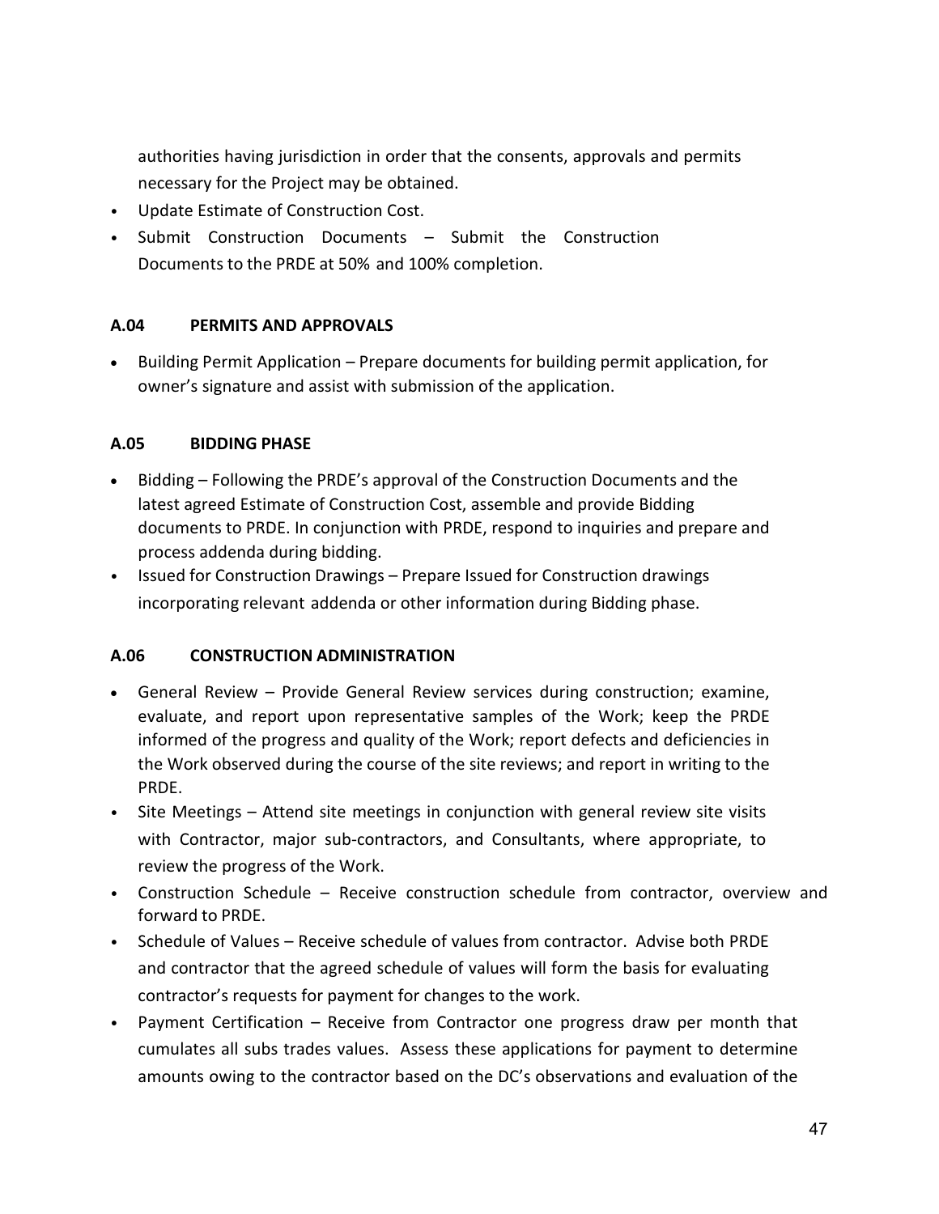authorities having jurisdiction in order that the consents, approvals and permits necessary for the Project may be obtained.

- Update Estimate of Construction Cost.
- Submit Construction Documents – Submit the Construction Documents to the PRDE at 50% and 100% completion.

### A.04 PERMITS AND APPROVALS

- Building Permit Application – Prepare documents for building permit application, for owner's signature and assist with submission of the application.

### A.05 BIDDING PHASE

- Bidding – Following the PRDE's approval of the Construction Documents and the latest agreed Estimate of Construction Cost, assemble and provide Bidding documents to PRDE. In conjunction with PRDE, respond to inquiries and prepare and process addenda during bidding.
- Issued for Construction Drawings – Prepare Issued for Construction drawings incorporating relevant addenda or other information during Bidding phase.

### A.06 CONSTRUCTION ADMINISTRATION

- General Review – Provide General Review services during construction; examine, evaluate, and report upon representative samples of the Work; keep the PRDE informed of the progress and quality of the Work; report defects and deficiencies in the Work observed during the course of the site reviews; and report in writing to the PRDE.
- Site Meetings – Attend site meetings in conjunction with general review site visits with Contractor, major sub-contractors, and Consultants, where appropriate, to review the progress of the Work.
- Construction Schedule – Receive construction schedule from contractor, overview and forward to PRDE.
- Schedule of Values – Receive schedule of values from contractor. Advise both PRDE and contractor that the agreed schedule of values will form the basis for evaluating contractor's requests for payment for changes to the work.
- Payment Certification – Receive from Contractor one progress draw per month that cumulates all subs trades values. Assess these applications for payment to determine amounts owing to the contractor based on the DC's observations and evaluation of the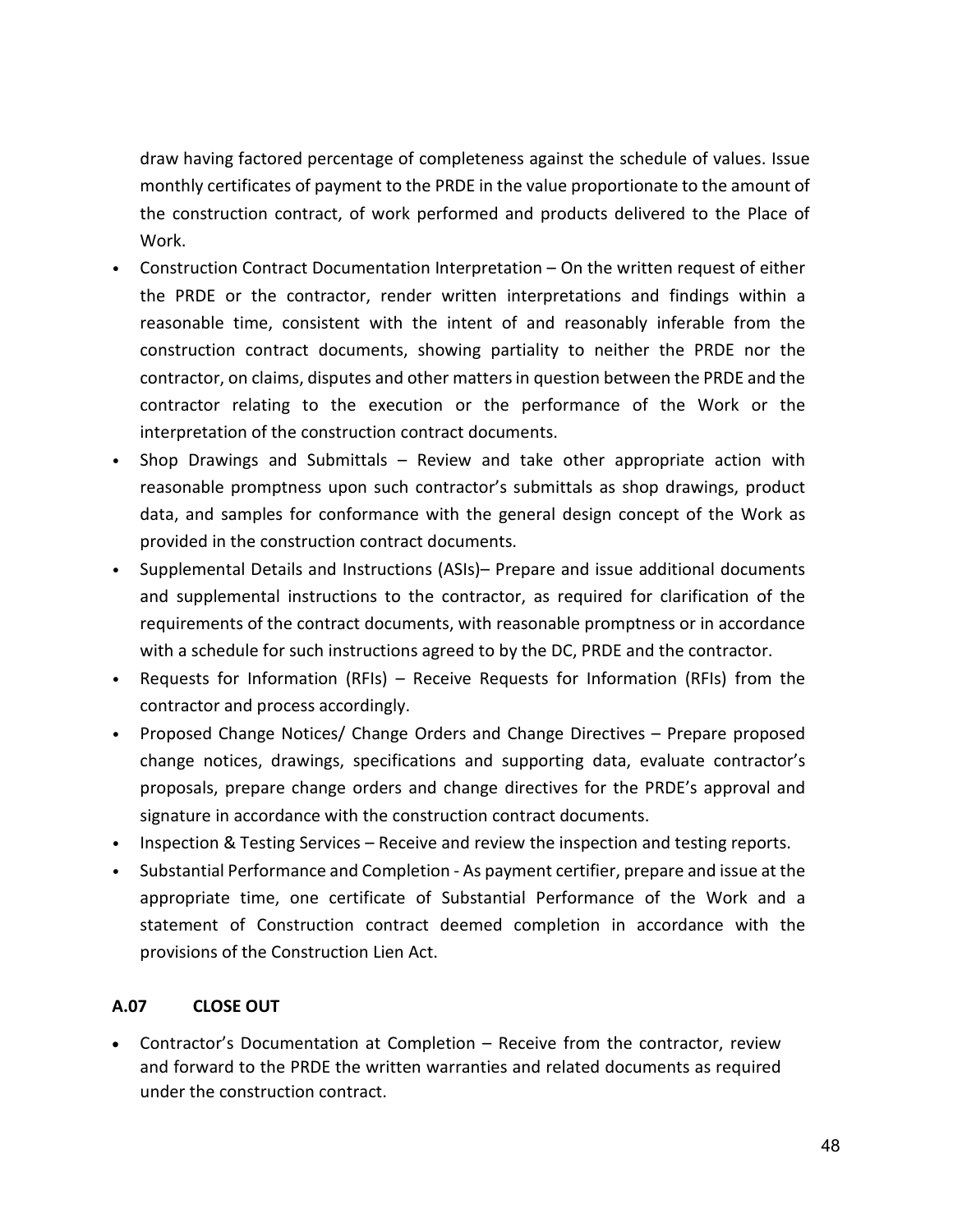draw having factored percentage of completeness against the schedule of values. Issue monthly certificates of payment to the PRDE in the value proportionate to the amount of the construction contract, of work performed and products delivered to the Place of Work.

- Construction Contract Documentation Interpretation – On the written request of either the PRDE or the contractor, render written interpretations and findings within a reasonable time, consistent with the intent of and reasonably inferable from the construction contract documents, showing partiality to neither the PRDE nor the contractor, on claims, disputes and other matters in question between the PRDE and the contractor relating to the execution or the performance of the Work or the interpretation of the construction contract documents.
- Shop Drawings and Submittals – Review and take other appropriate action with reasonable promptness upon such contractor's submittals as shop drawings, product data, and samples for conformance with the general design concept of the Work as provided in the construction contract documents.
- Supplemental Details and Instructions (ASIs)– Prepare and issue additional documents and supplemental instructions to the contractor, as required for clarification of the requirements of the contract documents, with reasonable promptness or in accordance with a schedule for such instructions agreed to by the DC, PRDE and the contractor.
- Requests for Information (RFIs) – Receive Requests for Information (RFIs) from the contractor and process accordingly.
- Proposed Change Notices/ Change Orders and Change Directives – Prepare proposed change notices, drawings, specifications and supporting data, evaluate contractor's proposals, prepare change orders and change directives for the PRDE's approval and signature in accordance with the construction contract documents.
- Inspection & Testing Services – Receive and review the inspection and testing reports.
- Substantial Performance and Completion - As payment certifier, prepare and issue at the appropriate time, one certificate of Substantial Performance of the Work and a statement of Construction contract deemed completion in accordance with the provisions of the Construction Lien Act.

## A.07 CLOSE OUT

- Contractor's Documentation at Completion – Receive from the contractor, review and forward to the PRDE the written warranties and related documents as required under the construction contract.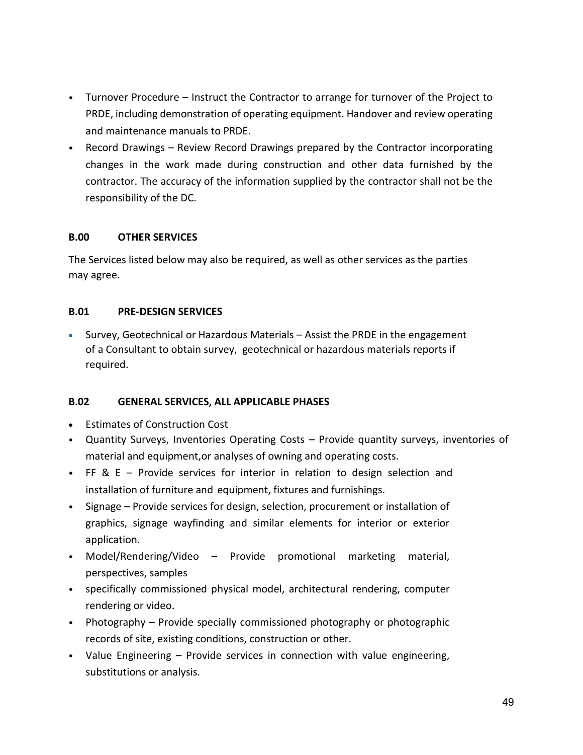- Turnover Procedure – Instruct the Contractor to arrange for turnover of the Project to PRDE, including demonstration of operating equipment. Handover and review operating and maintenance manuals to PRDE.
- Record Drawings – Review Record Drawings prepared by the Contractor incorporating changes in the work made during construction and other data furnished by the contractor. The accuracy of the information supplied by the contractor shall not be the responsibility of the DC.

## B.00 OTHER SERVICES

The Services listed below may also be required, as well as other services as the parties may agree.

## B.01 PRE-DESIGN SERVICES

- Survey, Geotechnical or Hazardous Materials – Assist the PRDE in the engagement of a Consultant to obtain survey, geotechnical or hazardous materials reports if required.

## B.02 GENERAL SERVICES, ALL APPLICABLE PHASES

- Estimates of Construction Cost
- Quantity Surveys, Inventories Operating Costs – Provide quantity surveys, inventories of material and equipment,or analyses of owning and operating costs.
- FF & E – Provide services for interior in relation to design selection and installation of furniture and equipment, fixtures and furnishings.
- Signage – Provide services for design, selection, procurement or installation of graphics, signage wayfinding and similar elements for interior or exterior application.
- Model/Rendering/Video – Provide promotional marketing material, perspectives, samples
- specifically commissioned physical model, architectural rendering, computer rendering or video.
- Photography – Provide specially commissioned photography or photographic records of site, existing conditions, construction or other.
- Value Engineering – Provide services in connection with value engineering, substitutions or analysis.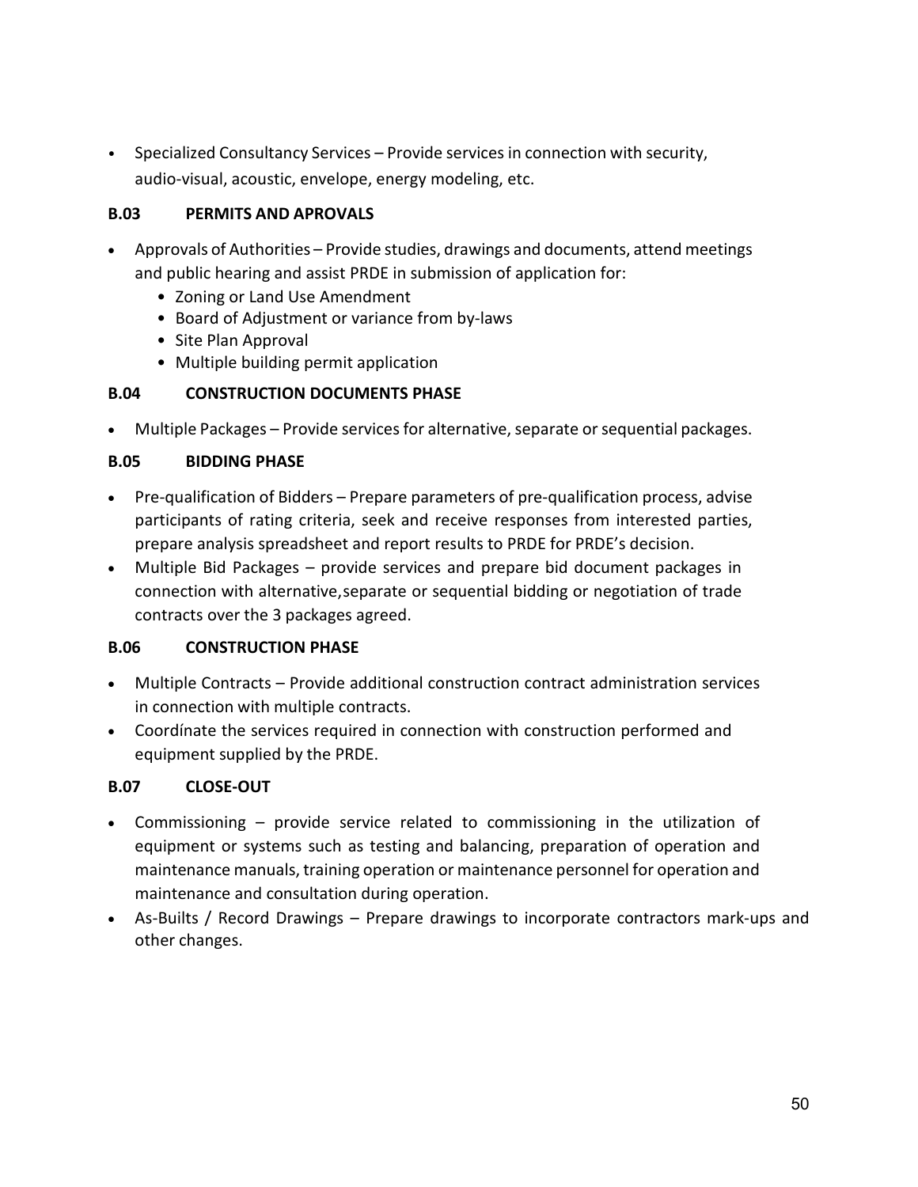- Specialized Consultancy Services – Provide services in connection with security, audio-visual, acoustic, envelope, energy modeling, etc.

### B.03 PERMITS AND APROVALS

- Approvals of Authorities – Provide studies, drawings and documents, attend meetings and public hearing and assist PRDE in submission of application for:
  - Zoning or Land Use Amendment
  - Board of Adjustment or variance from by-laws
  - Site Plan Approval
  - Multiple building permit application

### B.04 CONSTRUCTION DOCUMENTS PHASE

- Multiple Packages – Provide services for alternative, separate or sequential packages.

### B.05 BIDDING PHASE

- Pre-qualification of Bidders – Prepare parameters of pre-qualification process, advise participants of rating criteria, seek and receive responses from interested parties, prepare analysis spreadsheet and report results to PRDE for PRDE's decision.
- Multiple Bid Packages – provide services and prepare bid document packages in connection with alternative,separate or sequential bidding or negotiation of trade contracts over the 3 packages agreed.

### B.06 CONSTRUCTION PHASE

- Multiple Contracts – Provide additional construction contract administration services in connection with multiple contracts.
- Coordínate the services required in connection with construction performed and equipment supplied by the PRDE.

### B.07 CLOSE-OUT

- Commissioning – provide service related to commissioning in the utilization of equipment or systems such as testing and balancing, preparation of operation and maintenance manuals, training operation or maintenance personnel for operation and maintenance and consultation during operation.
- As-Builts / Record Drawings – Prepare drawings to incorporate contractors mark-ups and other changes.